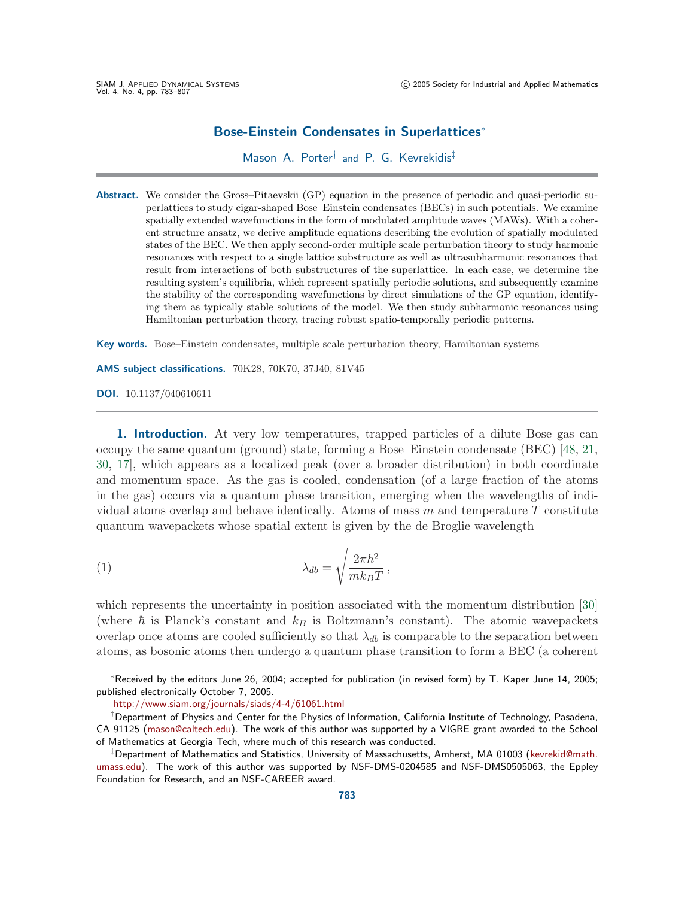# Bose-Einstein Condensates in Superlattices*

Mason A. Porter[†] and P. G. Kevrekidis[‡]

**Abstract.** We consider the Gross–Pitaevskii (GP) equation in the presence of periodic and quasi-periodic superlattices to study cigar-shaped Bose–Einstein condensates (BECs) in such potentials. We examine spatially extended wavefunctions in the form of modulated amplitude waves (MAWs). With a coherent structure ansatz, we derive amplitude equations describing the evolution of spatially modulated states of the BEC. We then apply second-order multiple scale perturbation theory to study harmonic resonances with respect to a single lattice substructure as well as ultrasubharmonic resonances that result from interactions of both substructures of the superlattice. In each case, we determine the resulting system's equilibria, which represent spatially periodic solutions, and subsequently examine the stability of the corresponding wavefunctions by direct simulations of the GP equation, identifying them as typically stable solutions of the model. We then study subharmonic resonances using Hamiltonian perturbation theory, tracing robust spatio-temporally periodic patterns.

**Key words.** Bose–Einstein condensates, multiple scale perturbation theory, Hamiltonian systems

**AMS subject classifications.** 70K28, 70K70, 37J40, 81V45

**DOI.** 10.1137/040610611

## 1. Introduction.

At very low temperatures, trapped particles of a dilute Bose gas can occupy the same quantum (ground) state, forming a Bose–Einstein condensate (BEC) [48, 21, 30, 17], which appears as a localized peak (over a broader distribution) in both coordinate and momentum space. As the gas is cooled, condensation (of a large fraction of the atoms in the gas) occurs via a quantum phase transition, emerging when the wavelengths of individual atoms overlap and behave identically. Atoms of mass $m$ and temperature $T$ constitute quantum wavepackets whose spatial extent is given by the de Broglie wavelength

$$\lambda_{db} = \sqrt{\frac{2\pi\hbar^2}{mk_BT}}, \tag{1}$$

which represents the uncertainty in position associated with the momentum distribution [30] (where $\hbar$ is Planck's constant and $k_B$ is Boltzmann's constant). The atomic wavepackets overlap once atoms are cooled sufficiently so that $\lambda_{db}$ is comparable to the separation between atoms, as bosonic atoms then undergo a quantum phase transition to form a BEC (a coherent

---

*Received by the editors June 26, 2004; accepted for publication (in revised form) by T. Kaper June 14, 2005; published electronically October 7, 2005.

http://www.siam.org/journals/siads/4-4/61061.html

[†]Department of Physics and Center for the Physics of Information, California Institute of Technology, Pasadena, CA 91125 (mason@caltech.edu). The work of this author was supported by a VIGRE grant awarded to the School of Mathematics at Georgia Tech, where much of this research was conducted.

[‡]Department of Mathematics and Statistics, University of Massachusetts, Amherst, MA 01003 (kevrekid@math.umass.edu). The work of this author was supported by NSF-DMS-0204585 and NSF-DMS0505063, the Eppley Foundation for Research, and an NSF-CAREER award.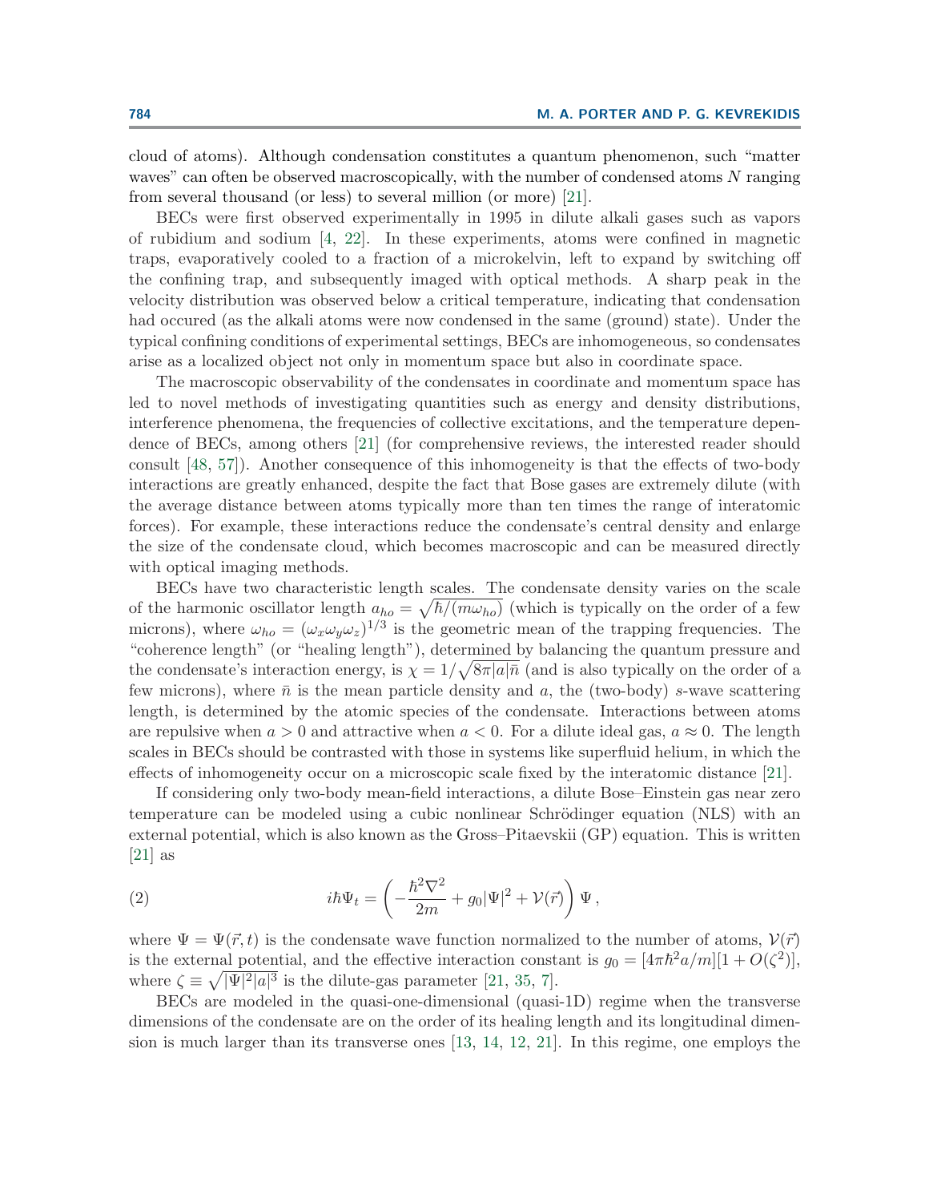cloud of atoms). Although condensation constitutes a quantum phenomenon, such "matter waves" can often be observed macroscopically, with the number of condensed atoms $N$ ranging from several thousand (or less) to several million (or more) [21].

BECs were first observed experimentally in 1995 in dilute alkali gases such as vapors of rubidium and sodium [4, 22]. In these experiments, atoms were confined in magnetic traps, evaporatively cooled to a fraction of a microkelvin, left to expand by switching off the confining trap, and subsequently imaged with optical methods. A sharp peak in the velocity distribution was observed below a critical temperature, indicating that condensation had occured (as the alkali atoms were now condensed in the same (ground) state). Under the typical confining conditions of experimental settings, BECs are inhomogeneous, so condensates arise as a localized object not only in momentum space but also in coordinate space.

The macroscopic observability of the condensates in coordinate and momentum space has led to novel methods of investigating quantities such as energy and density distributions, interference phenomena, the frequencies of collective excitations, and the temperature dependence of BECs, among others [21] (for comprehensive reviews, the interested reader should consult [48, 57]). Another consequence of this inhomogeneity is that the effects of two-body interactions are greatly enhanced, despite the fact that Bose gases are extremely dilute (with the average distance between atoms typically more than ten times the range of interatomic forces). For example, these interactions reduce the condensate's central density and enlarge the size of the condensate cloud, which becomes macroscopic and can be measured directly with optical imaging methods.

BECs have two characteristic length scales. The condensate density varies on the scale of the harmonic oscillator length $a_{ho} = \sqrt{\hbar/(m\omega_{ho})}$ (which is typically on the order of a few microns), where $\omega_{ho} = (\omega_x \omega_y \omega_z)^{1/3}$ is the geometric mean of the trapping frequencies. The "coherence length" (or "healing length"), determined by balancing the quantum pressure and the condensate's interaction energy, is $\chi = 1/\sqrt{8\pi |a| \bar{n}}$ (and is also typically on the order of a few microns), where $\bar{n}$ is the mean particle density and $a$, the (two-body) $s$-wave scattering length, is determined by the atomic species of the condensate. Interactions between atoms are repulsive when $a > 0$ and attractive when $a < 0$. For a dilute ideal gas, $a \approx 0$. The length scales in BECs should be contrasted with those in systems like superfluid helium, in which the effects of inhomogeneity occur on a microscopic scale fixed by the interatomic distance [21].

If considering only two-body mean-field interactions, a dilute Bose–Einstein gas near zero temperature can be modeled using a cubic nonlinear Schrödinger equation (NLS) with an external potential, which is also known as the Gross–Pitaevskii (GP) equation. This is written [21] as

$$i\hbar\Psi_t = \left( -\frac{\hbar^2 \nabla^2}{2m} + g_0 |\Psi|^2 + \mathcal{V}(\vec{r}) \right) \Psi \,, \tag{2}$$

where $\Psi = \Psi(\vec{r}, t)$ is the condensate wave function normalized to the number of atoms, $\mathcal{V}(\vec{r})$ is the external potential, and the effective interaction constant is $g_0 = [4\pi\hbar^2 a/m][1 + O(\zeta^2)]$, where $\zeta \equiv \sqrt{|\Psi|^2 |a|^3}$ is the dilute-gas parameter [21, 35, 7].

BECs are modeled in the quasi-one-dimensional (quasi-1D) regime when the transverse dimensions of the condensate are on the order of its healing length and its longitudinal dimension is much larger than its transverse ones [13, 14, 12, 21]. In this regime, one employs the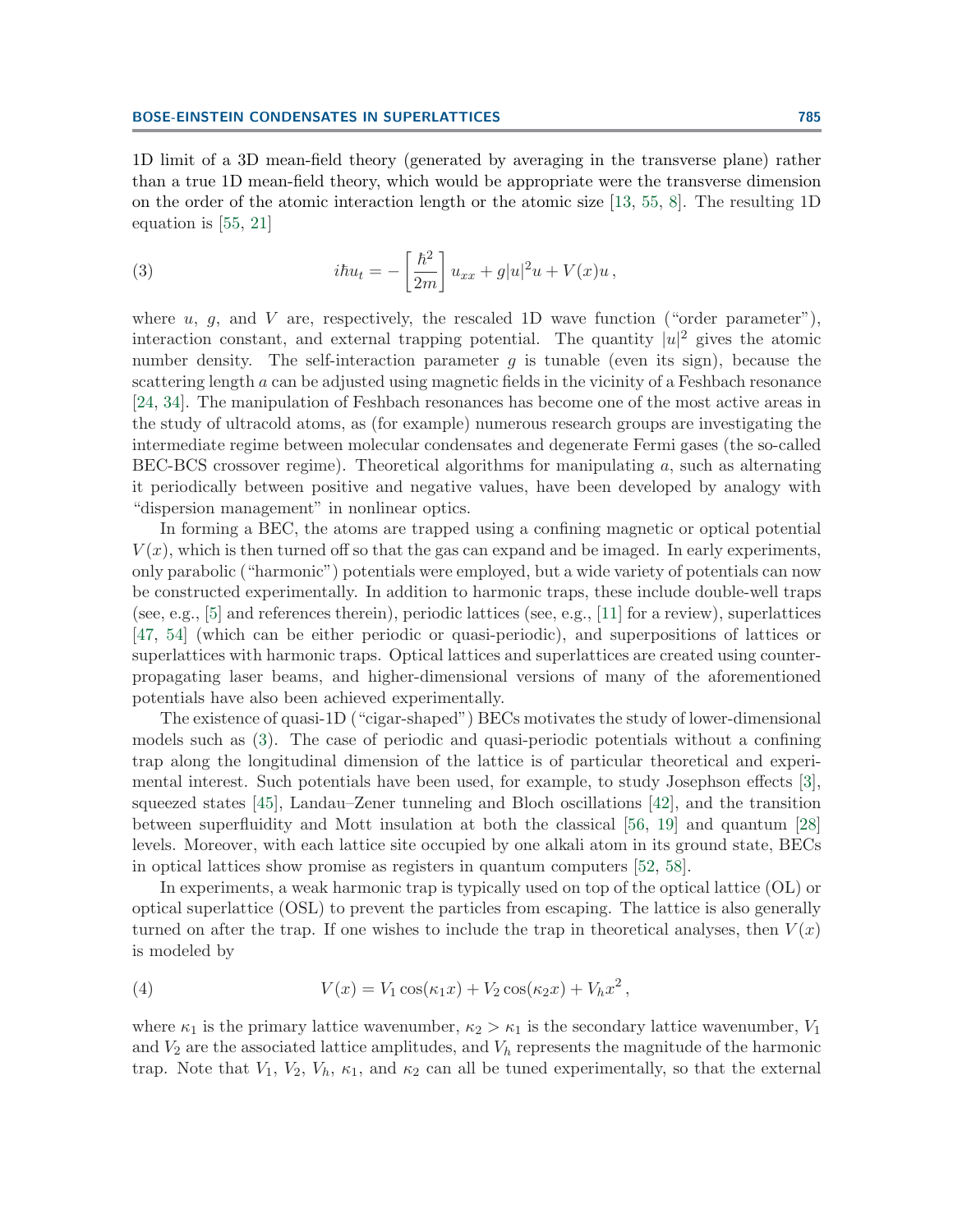1D limit of a 3D mean-field theory (generated by averaging in the transverse plane) rather than a true 1D mean-field theory, which would be appropriate were the transverse dimension on the order of the atomic interaction length or the atomic size [13, 55, 8]. The resulting 1D equation is [55, 21]

$$i\hbar u_t = -\left[\frac{\hbar^2}{2m}\right] u_{xx} + g|u|^2 u + V(x)u\,, \tag{3}$$

where $u$, $g$, and $V$ are, respectively, the rescaled 1D wave function ("order parameter"), interaction constant, and external trapping potential. The quantity $|u|^2$ gives the atomic number density. The self-interaction parameter $g$ is tunable (even its sign), because the scattering length $a$ can be adjusted using magnetic fields in the vicinity of a Feshbach resonance [24, 34]. The manipulation of Feshbach resonances has become one of the most active areas in the study of ultracold atoms, as (for example) numerous research groups are investigating the intermediate regime between molecular condensates and degenerate Fermi gases (the so-called BEC-BCS crossover regime). Theoretical algorithms for manipulating $a$, such as alternating it periodically between positive and negative values, have been developed by analogy with "dispersion management" in nonlinear optics.

In forming a BEC, the atoms are trapped using a confining magnetic or optical potential $V(x)$, which is then turned off so that the gas can expand and be imaged. In early experiments, only parabolic ("harmonic") potentials were employed, but a wide variety of potentials can now be constructed experimentally. In addition to harmonic traps, these include double-well traps (see, e.g., [5] and references therein), periodic lattices (see, e.g., [11] for a review), superlattices [47, 54] (which can be either periodic or quasi-periodic), and superpositions of lattices or superlattices with harmonic traps. Optical lattices and superlattices are created using counter-propagating laser beams, and higher-dimensional versions of many of the aforementioned potentials have also been achieved experimentally.

The existence of quasi-1D ("cigar-shaped") BECs motivates the study of lower-dimensional models such as (3). The case of periodic and quasi-periodic potentials without a confining trap along the longitudinal dimension of the lattice is of particular theoretical and experimental interest. Such potentials have been used, for example, to study Josephson effects [3], squeezed states [45], Landau–Zener tunneling and Bloch oscillations [42], and the transition between superfluidity and Mott insulation at both the classical [56, 19] and quantum [28] levels. Moreover, with each lattice site occupied by one alkali atom in its ground state, BECs in optical lattices show promise as registers in quantum computers [52, 58].

In experiments, a weak harmonic trap is typically used on top of the optical lattice (OL) or optical superlattice (OSL) to prevent the particles from escaping. The lattice is also generally turned on after the trap. If one wishes to include the trap in theoretical analyses, then $V(x)$ is modeled by

$$V(x) = V_1 \cos(\kappa_1 x) + V_2 \cos(\kappa_2 x) + V_h x^2\,, \tag{4}$$

where $\kappa_1$ is the primary lattice wavenumber, $\kappa_2 > \kappa_1$ is the secondary lattice wavenumber, $V_1$ and $V_2$ are the associated lattice amplitudes, and $V_h$ represents the magnitude of the harmonic trap. Note that $V_1$, $V_2$, $V_h$, $\kappa_1$, and $\kappa_2$ can all be tuned experimentally, so that the external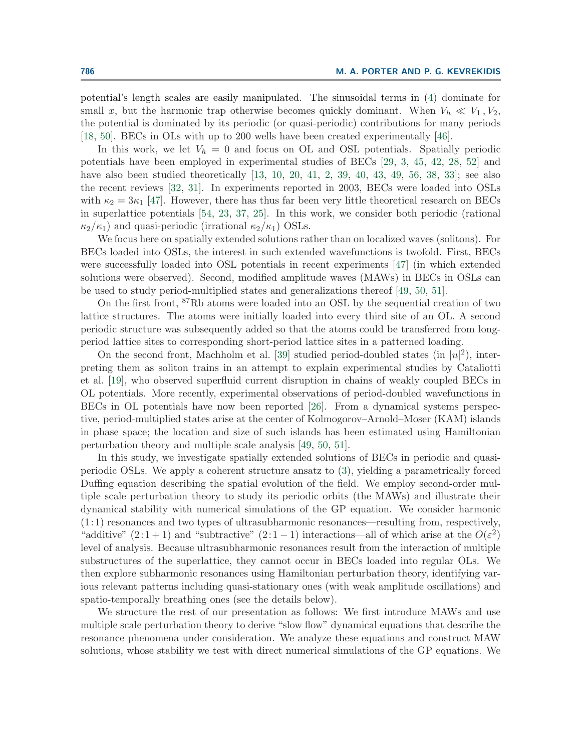potential's length scales are easily manipulated. The sinusoidal terms in (4) dominate for small $x$, but the harmonic trap otherwise becomes quickly dominant. When $V_h \ll V_1, V_2$, the potential is dominated by its periodic (or quasi-periodic) contributions for many periods [18, 50]. BECs in OLs with up to 200 wells have been created experimentally [46].

In this work, we let $V_h = 0$ and focus on OL and OSL potentials. Spatially periodic potentials have been employed in experimental studies of BECs [29, 3, 45, 42, 28, 52] and have also been studied theoretically [13, 10, 20, 41, 2, 39, 40, 43, 49, 56, 38, 33]; see also the recent reviews [32, 31]. In experiments reported in 2003, BECs were loaded into OSLs with $\kappa_2 = 3\kappa_1$ [47]. However, there has thus far been very little theoretical research on BECs in superlattice potentials [54, 23, 37, 25]. In this work, we consider both periodic (rational $\kappa_2/\kappa_1$) and quasi-periodic (irrational $\kappa_2/\kappa_1$) OSLs.

We focus here on spatially extended solutions rather than on localized waves (solitons). For BECs loaded into OSLs, the interest in such extended wavefunctions is twofold. First, BECs were successfully loaded into OSL potentials in recent experiments [47] (in which extended solutions were observed). Second, modified amplitude waves (MAWs) in BECs in OSLs can be used to study period-multiplied states and generalizations thereof [49, 50, 51].

On the first front, $^{87}$Rb atoms were loaded into an OSL by the sequential creation of two lattice structures. The atoms were initially loaded into every third site of an OL. A second periodic structure was subsequently added so that the atoms could be transferred from long-period lattice sites to corresponding short-period lattice sites in a patterned loading.

On the second front, Machholm et al. [39] studied period-doubled states (in $|u|^2$), interpreting them as soliton trains in an attempt to explain experimental studies by Cataliotti et al. [19], who observed superfluid current disruption in chains of weakly coupled BECs in OL potentials. More recently, experimental observations of period-doubled wavefunctions in BECs in OL potentials have now been reported [26]. From a dynamical systems perspective, period-multiplied states arise at the center of Kolmogorov–Arnold–Moser (KAM) islands in phase space; the location and size of such islands has been estimated using Hamiltonian perturbation theory and multiple scale analysis [49, 50, 51].

In this study, we investigate spatially extended solutions of BECs in periodic and quasi-periodic OSLs. We apply a coherent structure ansatz to (3), yielding a parametrically forced Duffing equation describing the spatial evolution of the field. We employ second-order multiple scale perturbation theory to study its periodic orbits (the MAWs) and illustrate their dynamical stability with numerical simulations of the GP equation. We consider harmonic $(1\!:\!1)$ resonances and two types of ultrasubharmonic resonances—resulting from, respectively, "additive" $(2\!:\!1+1)$ and "subtractive" $(2\!:\!1-1)$ interactions—all of which arise at the $O(\varepsilon^2)$ level of analysis. Because ultrasubharmonic resonances result from the interaction of multiple substructures of the superlattice, they cannot occur in BECs loaded into regular OLs. We then explore subharmonic resonances using Hamiltonian perturbation theory, identifying various relevant patterns including quasi-stationary ones (with weak amplitude oscillations) and spatio-temporally breathing ones (see the details below).

We structure the rest of our presentation as follows: We first introduce MAWs and use multiple scale perturbation theory to derive "slow flow" dynamical equations that describe the resonance phenomena under consideration. We analyze these equations and construct MAW solutions, whose stability we test with direct numerical simulations of the GP equations. We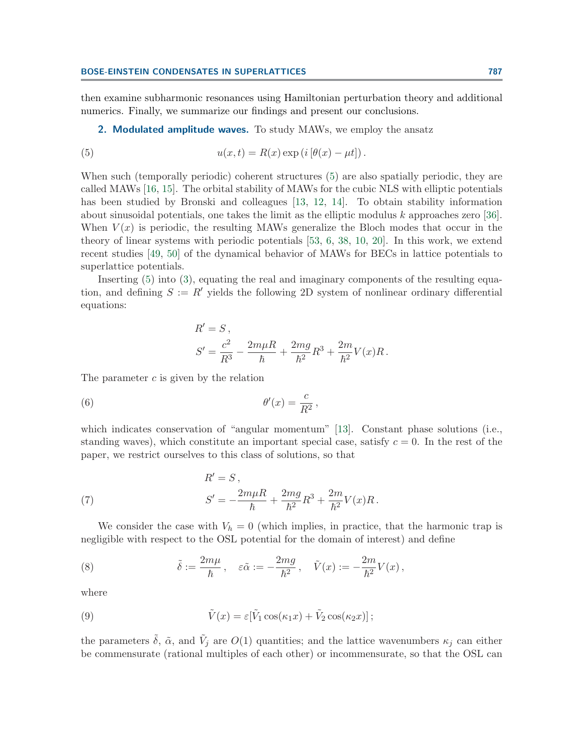then examine subharmonic resonances using Hamiltonian perturbation theory and additional numerics. Finally, we summarize our findings and present our conclusions.

## 2. Modulated amplitude waves.

To study MAWs, we employ the ansatz

$$u(x,t) = R(x)\exp\left(i\left[\theta(x) - \mu t\right]\right). \tag{5}$$

When such (temporally periodic) coherent structures (5) are also spatially periodic, they are called MAWs [16, 15]. The orbital stability of MAWs for the cubic NLS with elliptic potentials has been studied by Bronski and colleagues [13, 12, 14]. To obtain stability information about sinusoidal potentials, one takes the limit as the elliptic modulus $k$ approaches zero [36]. When $V(x)$ is periodic, the resulting MAWs generalize the Bloch modes that occur in the theory of linear systems with periodic potentials [53, 6, 38, 10, 20]. In this work, we extend recent studies [49, 50] of the dynamical behavior of MAWs for BECs in lattice potentials to superlattice potentials.

Inserting (5) into (3), equating the real and imaginary components of the resulting equation, and defining $S := R'$ yields the following 2D system of nonlinear ordinary differential equations:

$$R' = S\,,$$
$$S' = \frac{c^2}{R^3} - \frac{2m\mu R}{\hbar} + \frac{2mg}{\hbar^2}R^3 + \frac{2m}{\hbar^2}V(x)R\,.$$

The parameter $c$ is given by the relation

$$\theta'(x) = \frac{c}{R^2}\,, \tag{6}$$

which indicates conservation of "angular momentum" [13]. Constant phase solutions (i.e., standing waves), which constitute an important special case, satisfy $c = 0$. In the rest of the paper, we restrict ourselves to this class of solutions, so that

$$\begin{aligned} R' &= S\,, \\ S' &= -\frac{2m\mu R}{\hbar} + \frac{2mg}{\hbar^2}R^3 + \frac{2m}{\hbar^2}V(x)R\,. \end{aligned} \tag{7}$$

We consider the case with $V_h = 0$ (which implies, in practice, that the harmonic trap is negligible with respect to the OSL potential for the domain of interest) and define

$$\tilde{\delta} := \frac{2m\mu}{\hbar}\,, \quad \varepsilon\tilde{\alpha} := -\frac{2mg}{\hbar^2}\,, \quad \tilde{V}(x) := -\frac{2m}{\hbar^2}V(x)\,, \tag{8}$$

where

$$\tilde{V}(x) = \varepsilon[\tilde{V}_1\cos(\kappa_1 x) + \tilde{V}_2\cos(\kappa_2 x)]\,; \tag{9}$$

the parameters $\tilde{\delta}$, $\tilde{\alpha}$, and $\tilde{V}_j$ are $O(1)$ quantities; and the lattice wavenumbers $\kappa_j$ can either be commensurate (rational multiples of each other) or incommensurate, so that the OSL can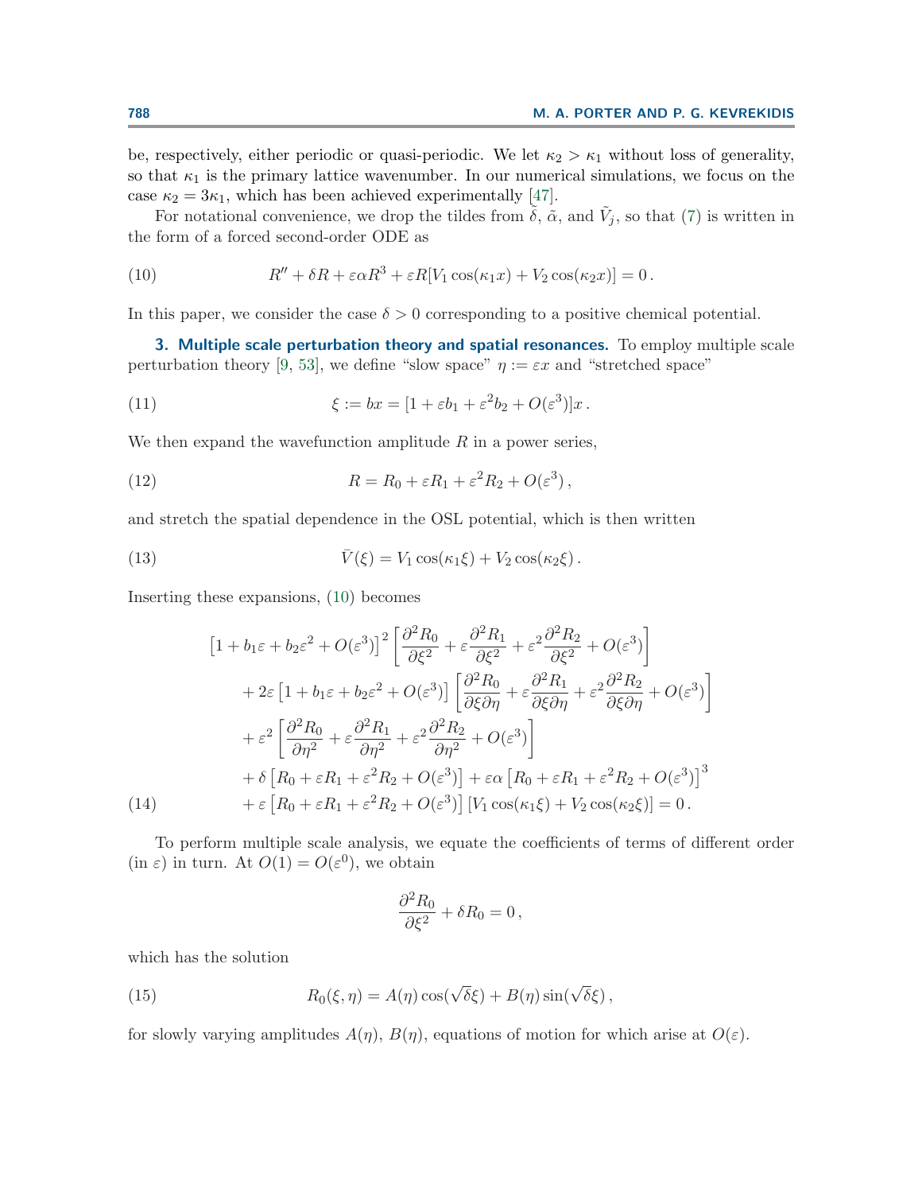be, respectively, either periodic or quasi-periodic. We let $\kappa_2 > \kappa_1$ without loss of generality, so that $\kappa_1$ is the primary lattice wavenumber. In our numerical simulations, we focus on the case $\kappa_2 = 3\kappa_1$, which has been achieved experimentally [47].

For notational convenience, we drop the tildes from $\tilde{\delta}$, $\tilde{\alpha}$, and $\tilde{V}_j$, so that (7) is written in the form of a forced second-order ODE as

$$R'' + \delta R + \varepsilon \alpha R^3 + \varepsilon R[V_1 \cos(\kappa_1 x) + V_2 \cos(\kappa_2 x)] = 0 \,. \tag{10}$$

In this paper, we consider the case $\delta > 0$ corresponding to a positive chemical potential.

## 3. Multiple scale perturbation theory and spatial resonances.

To employ multiple scale perturbation theory [9, 53], we define "slow space" $\eta := \varepsilon x$ and "stretched space"

$$\xi := bx = [1 + \varepsilon b_1 + \varepsilon^2 b_2 + O(\varepsilon^3)]x \,. \tag{11}$$

We then expand the wavefunction amplitude $R$ in a power series,

$$R = R_0 + \varepsilon R_1 + \varepsilon^2 R_2 + O(\varepsilon^3) \,, \tag{12}$$

and stretch the spatial dependence in the OSL potential, which is then written

$$\bar{V}(\xi) = V_1 \cos(\kappa_1 \xi) + V_2 \cos(\kappa_2 \xi) \,. \tag{13}$$

Inserting these expansions, (10) becomes

$$\begin{aligned}
&\left[1 + b_1\varepsilon + b_2\varepsilon^2 + O(\varepsilon^3)\right]^2 \left[\frac{\partial^2 R_0}{\partial \xi^2} + \varepsilon \frac{\partial^2 R_1}{\partial \xi^2} + \varepsilon^2 \frac{\partial^2 R_2}{\partial \xi^2} + O(\varepsilon^3)\right] \\
&\quad + 2\varepsilon \left[1 + b_1\varepsilon + b_2\varepsilon^2 + O(\varepsilon^3)\right] \left[\frac{\partial^2 R_0}{\partial \xi \partial \eta} + \varepsilon \frac{\partial^2 R_1}{\partial \xi \partial \eta} + \varepsilon^2 \frac{\partial^2 R_2}{\partial \xi \partial \eta} + O(\varepsilon^3)\right] \\
&\quad + \varepsilon^2 \left[\frac{\partial^2 R_0}{\partial \eta^2} + \varepsilon \frac{\partial^2 R_1}{\partial \eta^2} + \varepsilon^2 \frac{\partial^2 R_2}{\partial \eta^2} + O(\varepsilon^3)\right] \\
&\quad + \delta \left[R_0 + \varepsilon R_1 + \varepsilon^2 R_2 + O(\varepsilon^3)\right] + \varepsilon\alpha \left[R_0 + \varepsilon R_1 + \varepsilon^2 R_2 + O(\varepsilon^3)\right]^3 \\
&\quad + \varepsilon \left[R_0 + \varepsilon R_1 + \varepsilon^2 R_2 + O(\varepsilon^3)\right] \left[V_1 \cos(\kappa_1 \xi) + V_2 \cos(\kappa_2 \xi)\right] = 0 \,.
\end{aligned} \tag{14}$$

To perform multiple scale analysis, we equate the coefficients of terms of different order (in $\varepsilon$) in turn. At $O(1) = O(\varepsilon^0)$, we obtain

$$\frac{\partial^2 R_0}{\partial \xi^2} + \delta R_0 = 0 \,,$$

which has the solution

$$R_0(\xi, \eta) = A(\eta) \cos(\sqrt{\delta}\xi) + B(\eta) \sin(\sqrt{\delta}\xi) \,, \tag{15}$$

for slowly varying amplitudes $A(\eta)$, $B(\eta)$, equations of motion for which arise at $O(\varepsilon)$.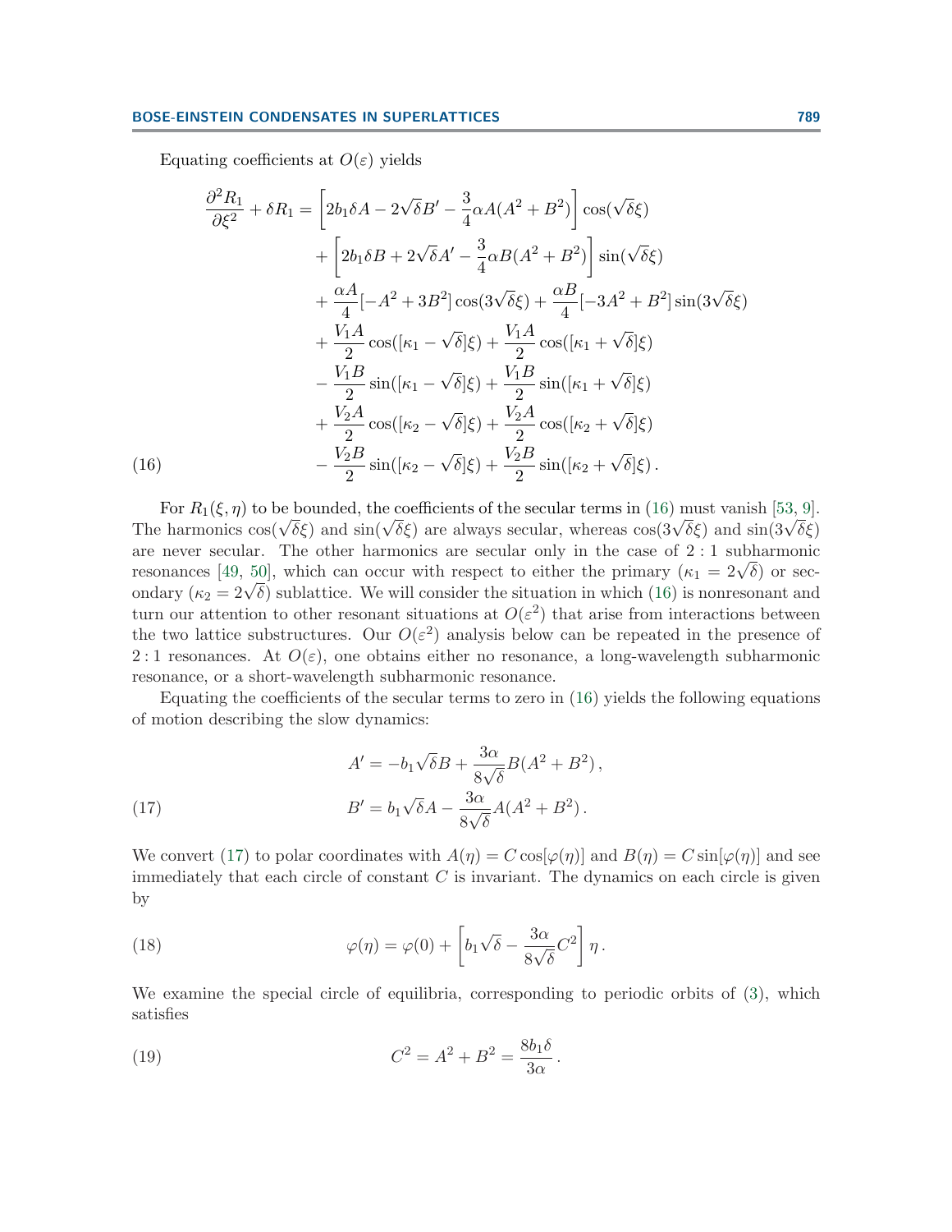Equating coefficients at $O(\varepsilon)$ yields

$$
\begin{aligned}
\frac{\partial^2 R_1}{\partial \xi^2} + \delta R_1 = &\left[2b_1\delta A - 2\sqrt{\delta}B' - \frac{3}{4}\alpha A(A^2+B^2)\right]\cos(\sqrt{\delta}\xi) \\
&+ \left[2b_1\delta B + 2\sqrt{\delta}A' - \frac{3}{4}\alpha B(A^2+B^2)\right]\sin(\sqrt{\delta}\xi) \\
&+ \frac{\alpha A}{4}[-A^2+3B^2]\cos(3\sqrt{\delta}\xi) + \frac{\alpha B}{4}[-3A^2+B^2]\sin(3\sqrt{\delta}\xi) \\
&+ \frac{V_1 A}{2}\cos([\kappa_1 - \sqrt{\delta}]\xi) + \frac{V_1 A}{2}\cos([\kappa_1 + \sqrt{\delta}]\xi) \\
&- \frac{V_1 B}{2}\sin([\kappa_1 - \sqrt{\delta}]\xi) + \frac{V_1 B}{2}\sin([\kappa_1 + \sqrt{\delta}]\xi) \\
&+ \frac{V_2 A}{2}\cos([\kappa_2 - \sqrt{\delta}]\xi) + \frac{V_2 A}{2}\cos([\kappa_2 + \sqrt{\delta}]\xi) \\
&- \frac{V_2 B}{2}\sin([\kappa_2 - \sqrt{\delta}]\xi) + \frac{V_2 B}{2}\sin([\kappa_2 + \sqrt{\delta}]\xi)\,.
\end{aligned} \tag{16}
$$

For $R_1(\xi, \eta)$ to be bounded, the coefficients of the secular terms in (16) must vanish [53, 9]. The harmonics $\cos(\sqrt{\delta}\xi)$ and $\sin(\sqrt{\delta}\xi)$ are always secular, whereas $\cos(3\sqrt{\delta}\xi)$ and $\sin(3\sqrt{\delta}\xi)$ are never secular. The other harmonics are secular only in the case of $2:1$ subharmonic resonances [49, 50], which can occur with respect to either the primary ($\kappa_1 = 2\sqrt{\delta}$) or secondary ($\kappa_2 = 2\sqrt{\delta}$) sublattice. We will consider the situation in which (16) is nonresonant and turn our attention to other resonant situations at $O(\varepsilon^2)$ that arise from interactions between the two lattice substructures. Our $O(\varepsilon^2)$ analysis below can be repeated in the presence of $2:1$ resonances. At $O(\varepsilon)$, one obtains either no resonance, a long-wavelength subharmonic resonance, or a short-wavelength subharmonic resonance.

Equating the coefficients of the secular terms to zero in (16) yields the following equations of motion describing the slow dynamics:

$$
\begin{aligned}
A' &= -b_1\sqrt{\delta}B + \frac{3\alpha}{8\sqrt{\delta}}B(A^2+B^2)\,, \\
B' &= b_1\sqrt{\delta}A - \frac{3\alpha}{8\sqrt{\delta}}A(A^2+B^2)\,.
\end{aligned} \tag{17}
$$

We convert (17) to polar coordinates with $A(\eta) = C\cos[\varphi(\eta)]$ and $B(\eta) = C\sin[\varphi(\eta)]$ and see immediately that each circle of constant $C$ is invariant. The dynamics on each circle is given by

$$
\varphi(\eta) = \varphi(0) + \left[b_1\sqrt{\delta} - \frac{3\alpha}{8\sqrt{\delta}}C^2\right]\eta\,. \tag{18}
$$

We examine the special circle of equilibria, corresponding to periodic orbits of (3), which satisfies

$$
C^2 = A^2 + B^2 = \frac{8b_1\delta}{3\alpha}\,. \tag{19}
$$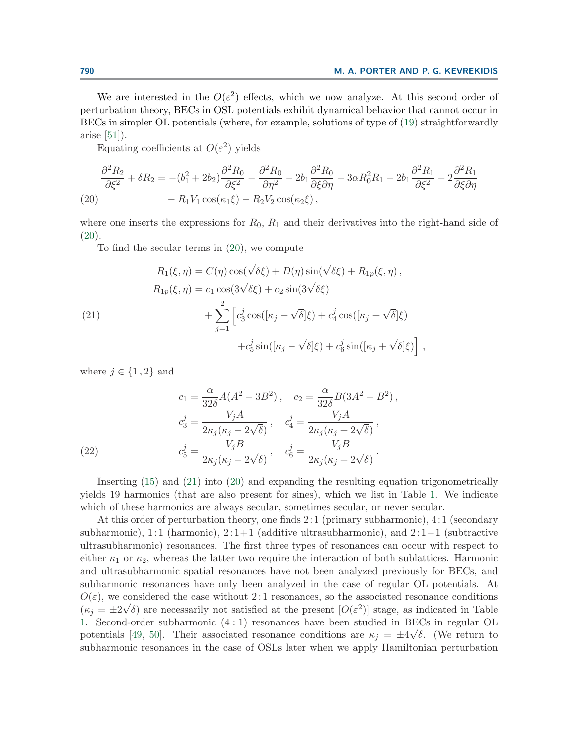We are interested in the $O(\varepsilon^2)$ effects, which we now analyze. At this second order of perturbation theory, BECs in OSL potentials exhibit dynamical behavior that cannot occur in BECs in simpler OL potentials (where, for example, solutions of type of (19) straightforwardly arise [51]).

Equating coefficients at $O(\varepsilon^2)$ yields

$$
\begin{aligned}
\frac{\partial^2 R_2}{\partial \xi^2} + \delta R_2 = &-(b_1^2 + 2b_2)\frac{\partial^2 R_0}{\partial \xi^2} - \frac{\partial^2 R_0}{\partial \eta^2} - 2b_1 \frac{\partial^2 R_0}{\partial \xi \partial \eta} - 3\alpha R_0^2 R_1 - 2b_1 \frac{\partial^2 R_1}{\partial \xi^2} - 2\frac{\partial^2 R_1}{\partial \xi \partial \eta} \\
&- R_1 V_1 \cos(\kappa_1 \xi) - R_2 V_2 \cos(\kappa_2 \xi)\,,
\end{aligned}
\tag{20}
$$

where one inserts the expressions for $R_0$, $R_1$ and their derivatives into the right-hand side of (20).

To find the secular terms in (20), we compute

$$
\begin{aligned}
R_1(\xi,\eta) &= C(\eta)\cos(\sqrt{\delta}\xi) + D(\eta)\sin(\sqrt{\delta}\xi) + R_{1p}(\xi,\eta)\,, \\
R_{1p}(\xi,\eta) &= c_1\cos(3\sqrt{\delta}\xi) + c_2\sin(3\sqrt{\delta}\xi) \\
&\quad + \sum_{j=1}^{2}\Big[c_3^j\cos([\kappa_j - \sqrt{\delta}]\xi) + c_4^j\cos([\kappa_j + \sqrt{\delta}]\xi) \\
&\qquad + c_5^j\sin([\kappa_j - \sqrt{\delta}]\xi) + c_6^j\sin([\kappa_j + \sqrt{\delta}]\xi)\Big]\,,
\end{aligned}
\tag{21}
$$

where $j \in \{1, 2\}$ and

$$
\begin{aligned}
c_1 &= \frac{\alpha}{32\delta}A(A^2 - 3B^2)\,, \quad c_2 = \frac{\alpha}{32\delta}B(3A^2 - B^2)\,, \\
c_3^j &= \frac{V_j A}{2\kappa_j(\kappa_j - 2\sqrt{\delta})}\,, \quad c_4^j = \frac{V_j A}{2\kappa_j(\kappa_j + 2\sqrt{\delta})}\,, \\
c_5^j &= \frac{V_j B}{2\kappa_j(\kappa_j - 2\sqrt{\delta})}\,, \quad c_6^j = \frac{V_j B}{2\kappa_j(\kappa_j + 2\sqrt{\delta})}\,.
\end{aligned}
\tag{22}
$$

Inserting (15) and (21) into (20) and expanding the resulting equation trigonometrically yields 19 harmonics (that are also present for sines), which we list in Table 1. We indicate which of these harmonics are always secular, sometimes secular, or never secular.

At this order of perturbation theory, one finds 2 : 1 (primary subharmonic), 4 : 1 (secondary subharmonic), 1 : 1 (harmonic), 2 : 1+1 (additive ultrasubharmonic), and 2 : 1−1 (subtractive ultrasubharmonic) resonances. The first three types of resonances can occur with respect to either $\kappa_1$ or $\kappa_2$, whereas the latter two require the interaction of both sublattices. Harmonic and ultrasubharmonic spatial resonances have not been analyzed previously for BECs, and subharmonic resonances have only been analyzed in the case of regular OL potentials. At $O(\varepsilon)$, we considered the case without 2 : 1 resonances, so the associated resonance conditions ($\kappa_j = \pm 2\sqrt{\delta}$) are necessarily not satisfied at the present [$O(\varepsilon^2)$] stage, as indicated in Table 1. Second-order subharmonic (4 : 1) resonances have been studied in BECs in regular OL potentials [49, 50]. Their associated resonance conditions are $\kappa_j = \pm 4\sqrt{\delta}$. (We return to subharmonic resonances in the case of OSLs later when we apply Hamiltonian perturbation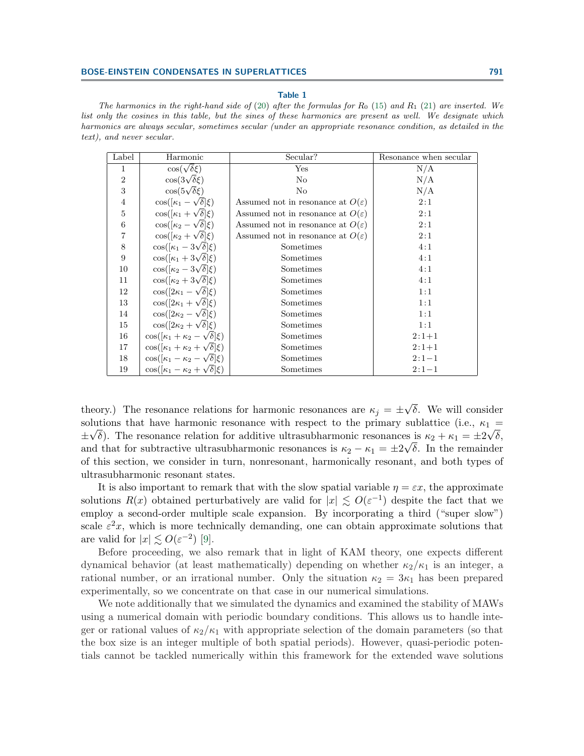**Table 1**

*The harmonics in the right-hand side of (20) after the formulas for $R_0$ (15) and $R_1$ (21) are inserted. We list only the cosines in this table, but the sines of these harmonics are present as well. We designate which harmonics are always secular, sometimes secular (under an appropriate resonance condition, as detailed in the text), and never secular.*

| Label | Harmonic | Secular? | Resonance when secular |
|---|---|---|---|
| 1 | $\cos(\sqrt{\delta}\xi)$ | Yes | N/A |
| 2 | $\cos(3\sqrt{\delta}\xi)$ | No | N/A |
| 3 | $\cos(5\sqrt{\delta}\xi)$ | No | N/A |
| 4 | $\cos([\kappa_1 - \sqrt{\delta}]\xi)$ | Assumed not in resonance at $O(\varepsilon)$ | 2:1 |
| 5 | $\cos([\kappa_1 + \sqrt{\delta}]\xi)$ | Assumed not in resonance at $O(\varepsilon)$ | 2:1 |
| 6 | $\cos([\kappa_2 - \sqrt{\delta}]\xi)$ | Assumed not in resonance at $O(\varepsilon)$ | 2:1 |
| 7 | $\cos([\kappa_2 + \sqrt{\delta}]\xi)$ | Assumed not in resonance at $O(\varepsilon)$ | 2:1 |
| 8 | $\cos([\kappa_1 - 3\sqrt{\delta}]\xi)$ | Sometimes | 4:1 |
| 9 | $\cos([\kappa_1 + 3\sqrt{\delta}]\xi)$ | Sometimes | 4:1 |
| 10 | $\cos([\kappa_2 - 3\sqrt{\delta}]\xi)$ | Sometimes | 4:1 |
| 11 | $\cos([\kappa_2 + 3\sqrt{\delta}]\xi)$ | Sometimes | 4:1 |
| 12 | $\cos([2\kappa_1 - \sqrt{\delta}]\xi)$ | Sometimes | 1:1 |
| 13 | $\cos([2\kappa_1 + \sqrt{\delta}]\xi)$ | Sometimes | 1:1 |
| 14 | $\cos([2\kappa_2 - \sqrt{\delta}]\xi)$ | Sometimes | 1:1 |
| 15 | $\cos([2\kappa_2 + \sqrt{\delta}]\xi)$ | Sometimes | 1:1 |
| 16 | $\cos([\kappa_1 + \kappa_2 - \sqrt{\delta}]\xi)$ | Sometimes | 2:1+1 |
| 17 | $\cos([\kappa_1 + \kappa_2 + \sqrt{\delta}]\xi)$ | Sometimes | 2:1+1 |
| 18 | $\cos([\kappa_1 - \kappa_2 - \sqrt{\delta}]\xi)$ | Sometimes | 2:1−1 |
| 19 | $\cos([\kappa_1 - \kappa_2 + \sqrt{\delta}]\xi)$ | Sometimes | 2:1−1 |

theory.) The resonance relations for harmonic resonances are $\kappa_j = \pm\sqrt{\delta}$. We will consider solutions that have harmonic resonance with respect to the primary sublattice (i.e., $\kappa_1 = \pm\sqrt{\delta}$). The resonance relation for additive ultrasubharmonic resonances is $\kappa_2 + \kappa_1 = \pm 2\sqrt{\delta}$, and that for subtractive ultrasubharmonic resonances is $\kappa_2 - \kappa_1 = \pm 2\sqrt{\delta}$. In the remainder of this section, we consider in turn, nonresonant, harmonically resonant, and both types of ultrasubharmonic resonant states.

It is also important to remark that with the slow spatial variable $\eta = \varepsilon x$, the approximate solutions $R(x)$ obtained perturbatively are valid for $|x| \lesssim O(\varepsilon^{-1})$ despite the fact that we employ a second-order multiple scale expansion. By incorporating a third ("super slow") scale $\varepsilon^2 x$, which is more technically demanding, one can obtain approximate solutions that are valid for $|x| \lesssim O(\varepsilon^{-2})$ [9].

Before proceeding, we also remark that in light of KAM theory, one expects different dynamical behavior (at least mathematically) depending on whether $\kappa_2/\kappa_1$ is an integer, a rational number, or an irrational number. Only the situation $\kappa_2 = 3\kappa_1$ has been prepared experimentally, so we concentrate on that case in our numerical simulations.

We note additionally that we simulated the dynamics and examined the stability of MAWs using a numerical domain with periodic boundary conditions. This allows us to handle integer or rational values of $\kappa_2/\kappa_1$ with appropriate selection of the domain parameters (so that the box size is an integer multiple of both spatial periods). However, quasi-periodic potentials cannot be tackled numerically within this framework for the extended wave solutions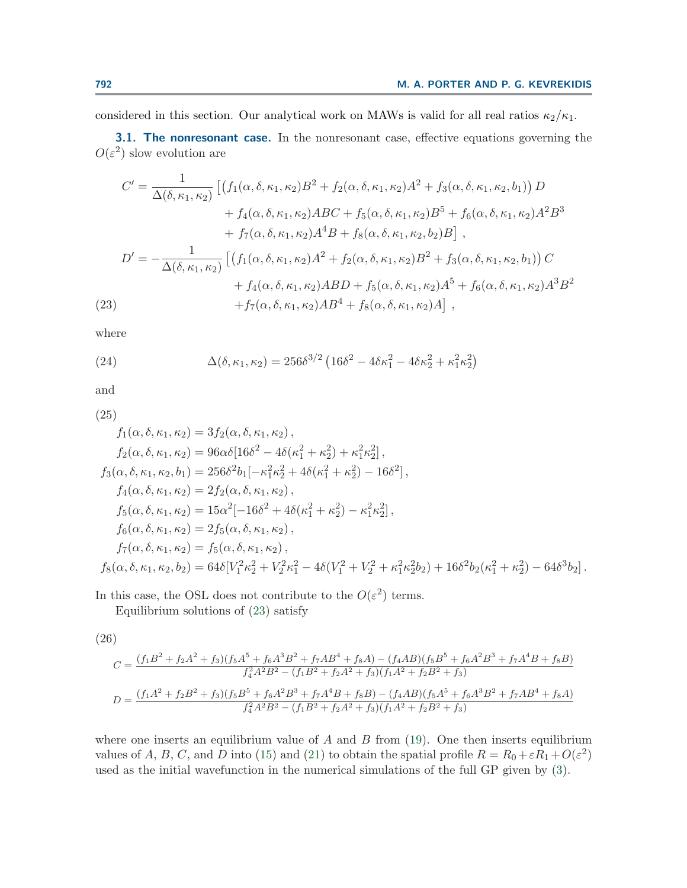considered in this section. Our analytical work on MAWs is valid for all real ratios $\kappa_2/\kappa_1$.

**3.1. The nonresonant case.** In the nonresonant case, effective equations governing the $O(\varepsilon^2)$ slow evolution are

$$
\begin{aligned}
C' &= \frac{1}{\Delta(\delta,\kappa_1,\kappa_2)}\left[\left(f_1(\alpha,\delta,\kappa_1,\kappa_2)B^2 + f_2(\alpha,\delta,\kappa_1,\kappa_2)A^2 + f_3(\alpha,\delta,\kappa_1,\kappa_2,b_1)\right)D\right.\\
&\qquad + f_4(\alpha,\delta,\kappa_1,\kappa_2)ABC + f_5(\alpha,\delta,\kappa_1,\kappa_2)B^5 + f_6(\alpha,\delta,\kappa_1,\kappa_2)A^2B^3\\
&\qquad \left. + f_7(\alpha,\delta,\kappa_1,\kappa_2)A^4B + f_8(\alpha,\delta,\kappa_1,\kappa_2,b_2)B\right],\\
D' &= -\frac{1}{\Delta(\delta,\kappa_1,\kappa_2)}\left[\left(f_1(\alpha,\delta,\kappa_1,\kappa_2)A^2 + f_2(\alpha,\delta,\kappa_1,\kappa_2)B^2 + f_3(\alpha,\delta,\kappa_1,\kappa_2,b_1)\right)C\right.\\
&\qquad + f_4(\alpha,\delta,\kappa_1,\kappa_2)ABD + f_5(\alpha,\delta,\kappa_1,\kappa_2)A^5 + f_6(\alpha,\delta,\kappa_1,\kappa_2)A^3B^2\\
&\qquad \left. + f_7(\alpha,\delta,\kappa_1,\kappa_2)AB^4 + f_8(\alpha,\delta,\kappa_1,\kappa_2)A\right],
\end{aligned}
\tag{23}
$$

where

$$
\Delta(\delta,\kappa_1,\kappa_2) = 256\delta^{3/2}\left(16\delta^2 - 4\delta\kappa_1^2 - 4\delta\kappa_2^2 + \kappa_1^2\kappa_2^2\right)
\tag{24}
$$

and

$$
\begin{aligned}
f_1(\alpha,\delta,\kappa_1,\kappa_2) &= 3f_2(\alpha,\delta,\kappa_1,\kappa_2),\\
f_2(\alpha,\delta,\kappa_1,\kappa_2) &= 96\alpha\delta[16\delta^2 - 4\delta(\kappa_1^2+\kappa_2^2) + \kappa_1^2\kappa_2^2],\\
f_3(\alpha,\delta,\kappa_1,\kappa_2,b_1) &= 256\delta^2 b_1[-\kappa_1^2\kappa_2^2 + 4\delta(\kappa_1^2+\kappa_2^2) - 16\delta^2],\\
f_4(\alpha,\delta,\kappa_1,\kappa_2) &= 2f_2(\alpha,\delta,\kappa_1,\kappa_2),\\
f_5(\alpha,\delta,\kappa_1,\kappa_2) &= 15\alpha^2[-16\delta^2 + 4\delta(\kappa_1^2+\kappa_2^2) - \kappa_1^2\kappa_2^2],\\
f_6(\alpha,\delta,\kappa_1,\kappa_2) &= 2f_5(\alpha,\delta,\kappa_1,\kappa_2),\\
f_7(\alpha,\delta,\kappa_1,\kappa_2) &= f_5(\alpha,\delta,\kappa_1,\kappa_2),\\
f_8(\alpha,\delta,\kappa_1,\kappa_2,b_2) &= 64\delta[V_1^2\kappa_2^2 + V_2^2\kappa_1^2 - 4\delta(V_1^2+V_2^2+\kappa_1^2\kappa_2^2 b_2) + 16\delta^2 b_2(\kappa_1^2+\kappa_2^2) - 64\delta^3 b_2].
\end{aligned}
\tag{25}
$$

In this case, the OSL does not contribute to the $O(\varepsilon^2)$ terms.

Equilibrium solutions of (23) satisfy

$$
\begin{aligned}
C &= \frac{(f_1B^2+f_2A^2+f_3)(f_5A^5+f_6A^3B^2+f_7AB^4+f_8A) - (f_4AB)(f_5B^5+f_6A^2B^3+f_7A^4B+f_8B)}{f_4^2A^2B^2 - (f_1B^2+f_2A^2+f_3)(f_1A^2+f_2B^2+f_3)}\\
D &= \frac{(f_1A^2+f_2B^2+f_3)(f_5B^5+f_6A^2B^3+f_7A^4B+f_8B) - (f_4AB)(f_5A^5+f_6A^3B^2+f_7AB^4+f_8A)}{f_4^2A^2B^2 - (f_1B^2+f_2A^2+f_3)(f_1A^2+f_2B^2+f_3)}
\end{aligned}
\tag{26}
$$

where one inserts an equilibrium value of $A$ and $B$ from (19). One then inserts equilibrium values of $A$, $B$, $C$, and $D$ into (15) and (21) to obtain the spatial profile $R = R_0 + \varepsilon R_1 + O(\varepsilon^2)$ used as the initial wavefunction in the numerical simulations of the full GP given by (3).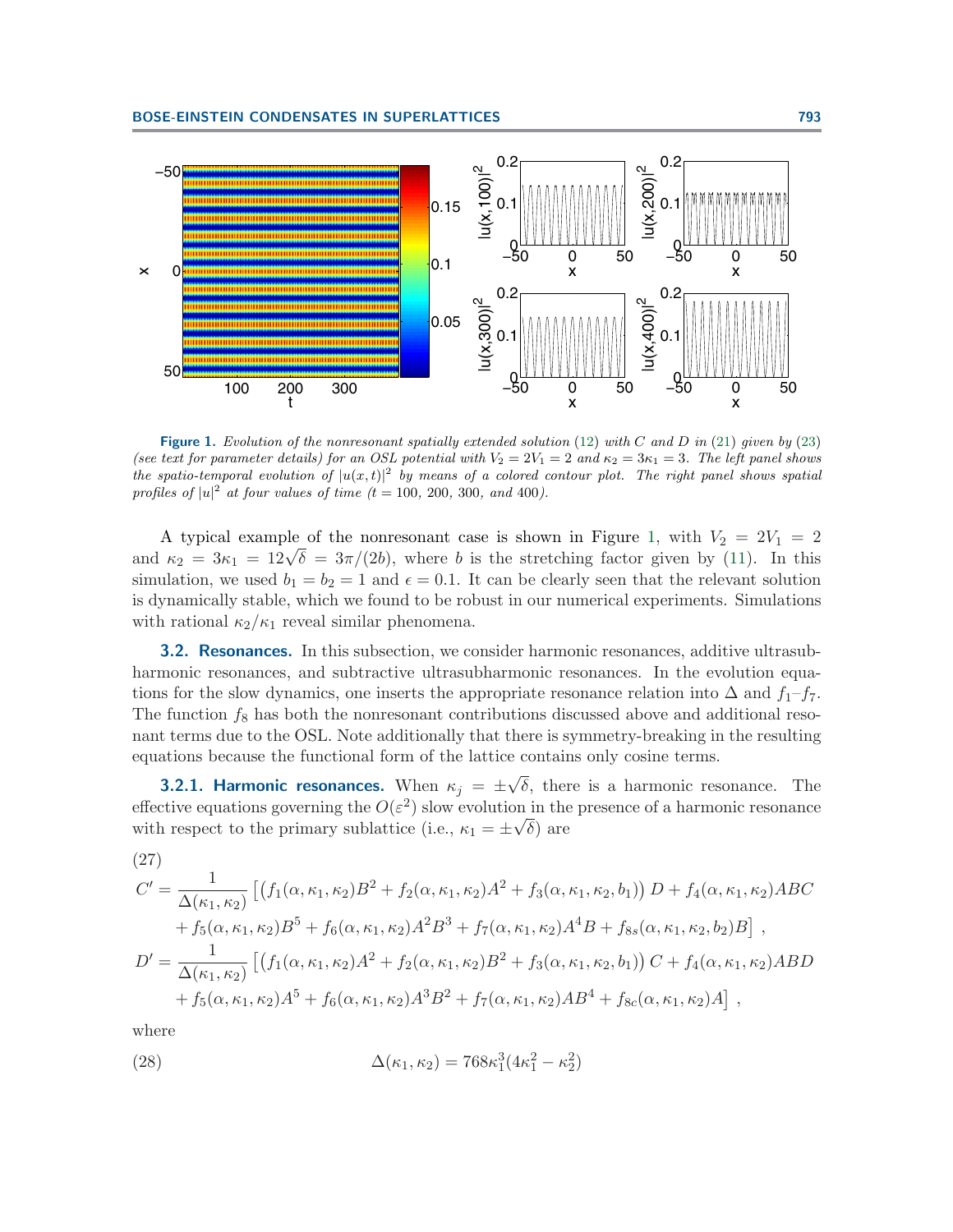**Figure 1.** *Evolution of the nonresonant spatially extended solution* (12) *with* $C$ *and* $D$ *in* (21) *given by* (23) *(see text for parameter details) for an OSL potential with* $V_2 = 2V_1 = 2$ *and* $\kappa_2 = 3\kappa_1 = 3$*. The left panel shows the spatio-temporal evolution of* $|u(x,t)|^2$ *by means of a colored contour plot. The right panel shows spatial profiles of* $|u|^2$ *at four values of time (*$t = 100$*, 200, 300, and 400).*

A typical example of the nonresonant case is shown in Figure 1, with $V_2 = 2V_1 = 2$ and $\kappa_2 = 3\kappa_1 = 12\sqrt{\delta} = 3\pi/(2b)$, where $b$ is the stretching factor given by (11). In this simulation, we used $b_1 = b_2 = 1$ and $\epsilon = 0.1$. It can be clearly seen that the relevant solution is dynamically stable, which we found to be robust in our numerical experiments. Simulations with rational $\kappa_2/\kappa_1$ reveal similar phenomena.

### 3.2. Resonances.

In this subsection, we consider harmonic resonances, additive ultrasubharmonic resonances, and subtractive ultrasubharmonic resonances. In the evolution equations for the slow dynamics, one inserts the appropriate resonance relation into $\Delta$ and $f_1$–$f_7$. The function $f_8$ has both the nonresonant contributions discussed above and additional resonant terms due to the OSL. Note additionally that there is symmetry-breaking in the resulting equations because the functional form of the lattice contains only cosine terms.

#### 3.2.1. Harmonic resonances.

When $\kappa_j = \pm\sqrt{\delta}$, there is a harmonic resonance. The effective equations governing the $O(\varepsilon^2)$ slow evolution in the presence of a harmonic resonance with respect to the primary sublattice (i.e., $\kappa_1 = \pm\sqrt{\delta}$) are

(27)
$$
\begin{aligned}
C' = \frac{1}{\Delta(\kappa_1,\kappa_2)} \Big[ &\big(f_1(\alpha,\kappa_1,\kappa_2)B^2 + f_2(\alpha,\kappa_1,\kappa_2)A^2 + f_3(\alpha,\kappa_1,\kappa_2,b_1)\big) D + f_4(\alpha,\kappa_1,\kappa_2)ABC \\
&+ f_5(\alpha,\kappa_1,\kappa_2)B^5 + f_6(\alpha,\kappa_1,\kappa_2)A^2B^3 + f_7(\alpha,\kappa_1,\kappa_2)A^4B + f_{8s}(\alpha,\kappa_1,\kappa_2,b_2)B \Big] \,, \\
D' = \frac{1}{\Delta(\kappa_1,\kappa_2)} \Big[ &\big(f_1(\alpha,\kappa_1,\kappa_2)A^2 + f_2(\alpha,\kappa_1,\kappa_2)B^2 + f_3(\alpha,\kappa_1,\kappa_2,b_1)\big) C + f_4(\alpha,\kappa_1,\kappa_2)ABD \\
&+ f_5(\alpha,\kappa_1,\kappa_2)A^5 + f_6(\alpha,\kappa_1,\kappa_2)A^3B^2 + f_7(\alpha,\kappa_1,\kappa_2)AB^4 + f_{8c}(\alpha,\kappa_1,\kappa_2)A \Big] \,,
\end{aligned}
$$

where

(28)
$$
\Delta(\kappa_1,\kappa_2) = 768\kappa_1^3(4\kappa_1^2 - \kappa_2^2)
$$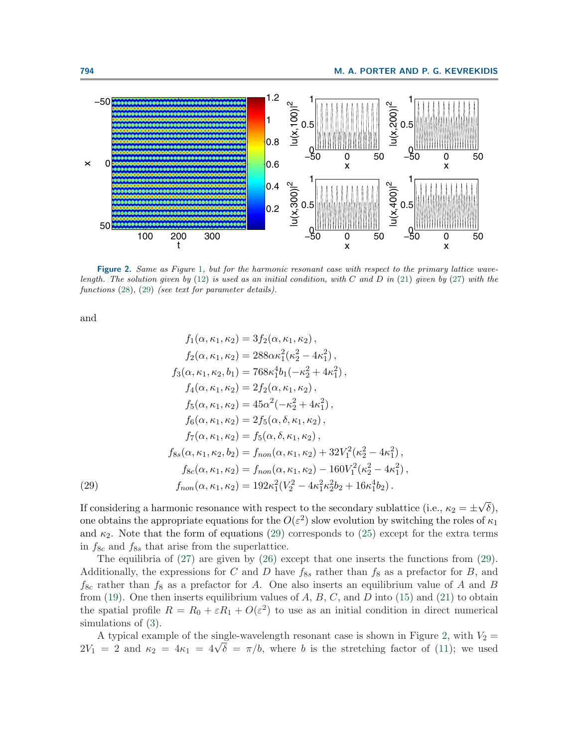**Figure 2.** *Same as Figure 1, but for the harmonic resonant case with respect to the primary lattice wavelength. The solution given by (12) is used as an initial condition, with C and D in (21) given by (27) with the functions (28), (29) (see text for parameter details).*

and

$$
\begin{aligned}
f_1(\alpha,\kappa_1,\kappa_2) &= 3f_2(\alpha,\kappa_1,\kappa_2)\,,\\
f_2(\alpha,\kappa_1,\kappa_2) &= 288\alpha\kappa_1^2(\kappa_2^2-4\kappa_1^2)\,,\\
f_3(\alpha,\kappa_1,\kappa_2,b_1) &= 768\kappa_1^4 b_1(-\kappa_2^2+4\kappa_1^2)\,,\\
f_4(\alpha,\kappa_1,\kappa_2) &= 2f_2(\alpha,\kappa_1,\kappa_2)\,,\\
f_5(\alpha,\kappa_1,\kappa_2) &= 45\alpha^2(-\kappa_2^2+4\kappa_1^2)\,,\\
f_6(\alpha,\kappa_1,\kappa_2) &= 2f_5(\alpha,\delta,\kappa_1,\kappa_2)\,,\\
f_7(\alpha,\kappa_1,\kappa_2) &= f_5(\alpha,\delta,\kappa_1,\kappa_2)\,,\\
f_{8s}(\alpha,\kappa_1,\kappa_2,b_2) &= f_{non}(\alpha,\kappa_1,\kappa_2)+32V_1^2(\kappa_2^2-4\kappa_1^2)\,,\\
f_{8c}(\alpha,\kappa_1,\kappa_2) &= f_{non}(\alpha,\kappa_1,\kappa_2)-160V_1^2(\kappa_2^2-4\kappa_1^2)\,,\\
f_{non}(\alpha,\kappa_1,\kappa_2) &= 192\kappa_1^2(V_2^2-4\kappa_1^2\kappa_2^2 b_2+16\kappa_1^4 b_2)\,.
\end{aligned}
\tag{29}
$$

If considering a harmonic resonance with respect to the secondary sublattice (i.e., $\kappa_2 = \pm\sqrt{\delta}$), one obtains the appropriate equations for the $O(\varepsilon^2)$ slow evolution by switching the roles of $\kappa_1$ and $\kappa_2$. Note that the form of equations (29) corresponds to (25) except for the extra terms in $f_{8c}$ and $f_{8s}$ that arise from the superlattice.

The equilibria of (27) are given by (26) except that one inserts the functions from (29). Additionally, the expressions for $C$ and $D$ have $f_{8s}$ rather than $f_8$ as a prefactor for $B$, and $f_{8c}$ rather than $f_8$ as a prefactor for $A$. One also inserts an equilibrium value of $A$ and $B$ from (19). One then inserts equilibrium values of $A$, $B$, $C$, and $D$ into (15) and (21) to obtain the spatial profile $R = R_0 + \varepsilon R_1 + O(\varepsilon^2)$ to use as an initial condition in direct numerical simulations of (3).

A typical example of the single-wavelength resonant case is shown in Figure 2, with $V_2 = 2V_1 = 2$ and $\kappa_2 = 4\kappa_1 = 4\sqrt{\delta} = \pi/b$, where $b$ is the stretching factor of (11); we used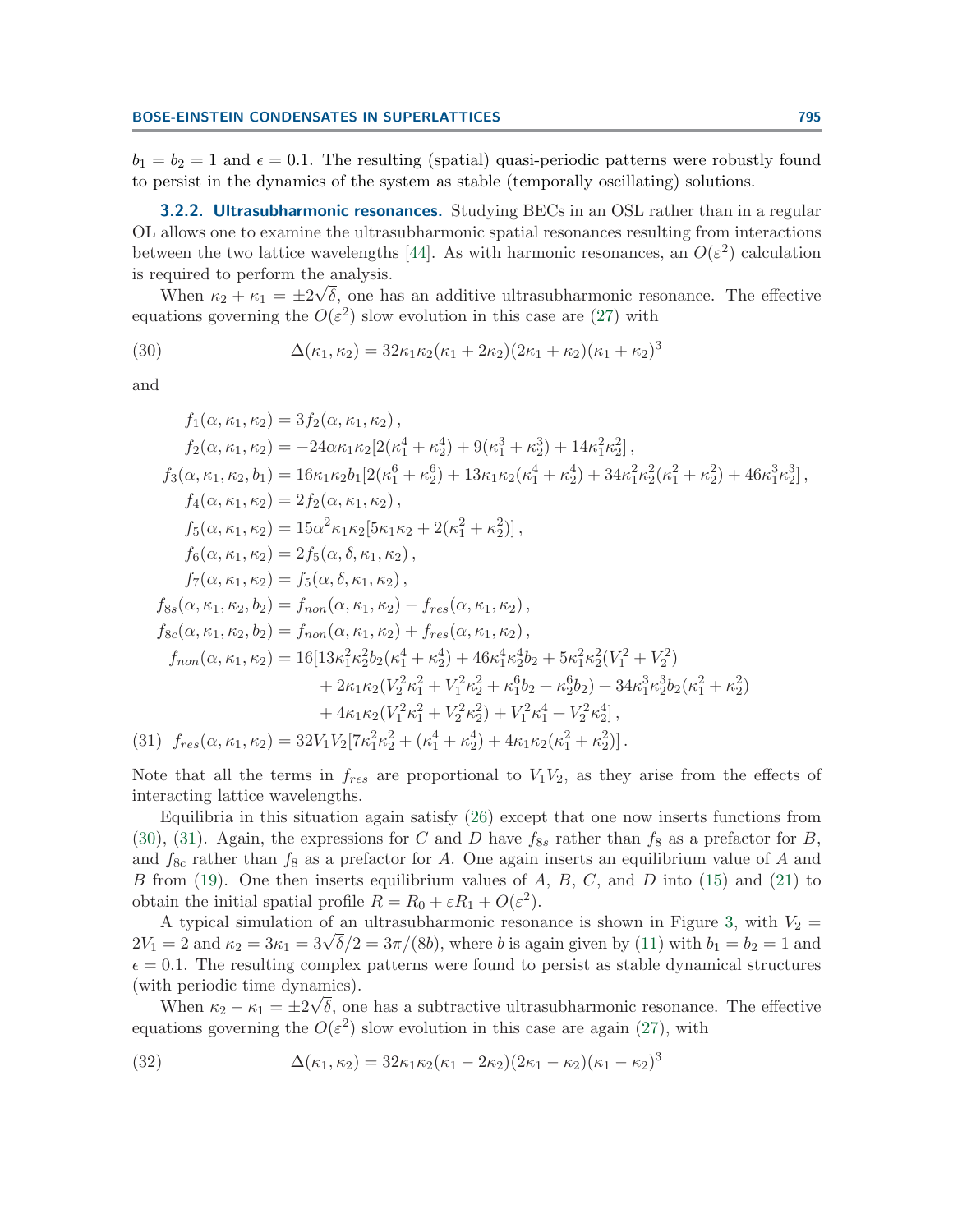$b_1 = b_2 = 1$ and $\epsilon = 0.1$. The resulting (spatial) quasi-periodic patterns were robustly found to persist in the dynamics of the system as stable (temporally oscillating) solutions.

### 3.2.2. Ultrasubharmonic resonances.

Studying BECs in an OSL rather than in a regular OL allows one to examine the ultrasubharmonic spatial resonances resulting from interactions between the two lattice wavelengths [44]. As with harmonic resonances, an $O(\varepsilon^2)$ calculation is required to perform the analysis.

When $\kappa_2 + \kappa_1 = \pm 2\sqrt{\delta}$, one has an additive ultrasubharmonic resonance. The effective equations governing the $O(\varepsilon^2)$ slow evolution in this case are (27) with

$$\Delta(\kappa_1, \kappa_2) = 32\kappa_1\kappa_2(\kappa_1 + 2\kappa_2)(2\kappa_1 + \kappa_2)(\kappa_1 + \kappa_2)^3 \tag{30}$$

and

$$
\begin{aligned}
f_1(\alpha, \kappa_1, \kappa_2) &= 3f_2(\alpha, \kappa_1, \kappa_2)\,,\\
f_2(\alpha, \kappa_1, \kappa_2) &= -24\alpha\kappa_1\kappa_2[2(\kappa_1^4 + \kappa_2^4) + 9(\kappa_1^3 + \kappa_2^3) + 14\kappa_1^2\kappa_2^2]\,,\\
f_3(\alpha, \kappa_1, \kappa_2, b_1) &= 16\kappa_1\kappa_2 b_1[2(\kappa_1^6 + \kappa_2^6) + 13\kappa_1\kappa_2(\kappa_1^4 + \kappa_2^4) + 34\kappa_1^2\kappa_2^2(\kappa_1^2 + \kappa_2^2) + 46\kappa_1^3\kappa_2^3]\,,\\
f_4(\alpha, \kappa_1, \kappa_2) &= 2f_2(\alpha, \kappa_1, \kappa_2)\,,\\
f_5(\alpha, \kappa_1, \kappa_2) &= 15\alpha^2\kappa_1\kappa_2[5\kappa_1\kappa_2 + 2(\kappa_1^2 + \kappa_2^2)]\,,\\
f_6(\alpha, \kappa_1, \kappa_2) &= 2f_5(\alpha, \delta, \kappa_1, \kappa_2)\,,\\
f_7(\alpha, \kappa_1, \kappa_2) &= f_5(\alpha, \delta, \kappa_1, \kappa_2)\,,\\
f_{8s}(\alpha, \kappa_1, \kappa_2, b_2) &= f_{non}(\alpha, \kappa_1, \kappa_2) - f_{res}(\alpha, \kappa_1, \kappa_2)\,,\\
f_{8c}(\alpha, \kappa_1, \kappa_2, b_2) &= f_{non}(\alpha, \kappa_1, \kappa_2) + f_{res}(\alpha, \kappa_1, \kappa_2)\,,\\
f_{non}(\alpha, \kappa_1, \kappa_2) &= 16[13\kappa_1^2\kappa_2^2 b_2(\kappa_1^4 + \kappa_2^4) + 46\kappa_1^4\kappa_2^4 b_2 + 5\kappa_1^2\kappa_2^2(V_1^2 + V_2^2)\\
&\quad + 2\kappa_1\kappa_2(V_2^2\kappa_1^2 + V_1^2\kappa_2^2 + \kappa_1^6 b_2 + \kappa_2^6 b_2) + 34\kappa_1^3\kappa_2^3 b_2(\kappa_1^2 + \kappa_2^2)\\
&\quad + 4\kappa_1\kappa_2(V_1^2\kappa_1^2 + V_2^2\kappa_2^2) + V_1^2\kappa_1^4 + V_2^2\kappa_2^4]\,,
\end{aligned}
$$

$$f_{res}(\alpha, \kappa_1, \kappa_2) = 32V_1V_2[7\kappa_1^2\kappa_2^2 + (\kappa_1^4 + \kappa_2^4) + 4\kappa_1\kappa_2(\kappa_1^2 + \kappa_2^2)]\,. \tag{31}$$

Note that all the terms in $f_{res}$ are proportional to $V_1V_2$, as they arise from the effects of interacting lattice wavelengths.

Equilibria in this situation again satisfy (26) except that one now inserts functions from (30), (31). Again, the expressions for $C$ and $D$ have $f_{8s}$ rather than $f_8$ as a prefactor for $B$, and $f_{8c}$ rather than $f_8$ as a prefactor for $A$. One again inserts an equilibrium value of $A$ and $B$ from (19). One then inserts equilibrium values of $A$, $B$, $C$, and $D$ into (15) and (21) to obtain the initial spatial profile $R = R_0 + \varepsilon R_1 + O(\varepsilon^2)$.

A typical simulation of an ultrasubharmonic resonance is shown in Figure 3, with $V_2 = 2V_1 = 2$ and $\kappa_2 = 3\kappa_1 = 3\sqrt{\delta}/2 = 3\pi/(8b)$, where $b$ is again given by (11) with $b_1 = b_2 = 1$ and $\epsilon = 0.1$. The resulting complex patterns were found to persist as stable dynamical structures (with periodic time dynamics).

When $\kappa_2 - \kappa_1 = \pm 2\sqrt{\delta}$, one has a subtractive ultrasubharmonic resonance. The effective equations governing the $O(\varepsilon^2)$ slow evolution in this case are again (27), with

$$\Delta(\kappa_1, \kappa_2) = 32\kappa_1\kappa_2(\kappa_1 - 2\kappa_2)(2\kappa_1 - \kappa_2)(\kappa_1 - \kappa_2)^3 \tag{32}$$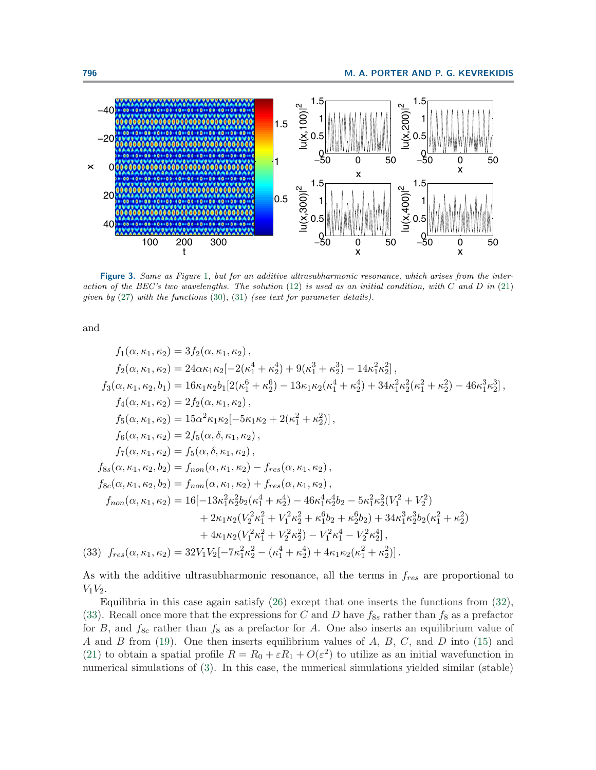**Figure 3.** *Same as Figure 1, but for an additive ultrasubharmonic resonance, which arises from the interaction of the BEC's two wavelengths. The solution (12) is used as an initial condition, with C and D in (21) given by (27) with the functions (30), (31) (see text for parameter details).*

and

$$
\begin{aligned}
f_1(\alpha,\kappa_1,\kappa_2) &= 3f_2(\alpha,\kappa_1,\kappa_2)\,,\\
f_2(\alpha,\kappa_1,\kappa_2) &= 24\alpha\kappa_1\kappa_2[-2(\kappa_1^4+\kappa_2^4)+9(\kappa_1^3+\kappa_2^3)-14\kappa_1^2\kappa_2^2]\,,\\
f_3(\alpha,\kappa_1,\kappa_2,b_1) &= 16\kappa_1\kappa_2 b_1[2(\kappa_1^6+\kappa_2^6)-13\kappa_1\kappa_2(\kappa_1^4+\kappa_2^4)+34\kappa_1^2\kappa_2^2(\kappa_1^2+\kappa_2^2)-46\kappa_1^3\kappa_2^3]\,,\\
f_4(\alpha,\kappa_1,\kappa_2) &= 2f_2(\alpha,\kappa_1,\kappa_2)\,,\\
f_5(\alpha,\kappa_1,\kappa_2) &= 15\alpha^2\kappa_1\kappa_2[-5\kappa_1\kappa_2+2(\kappa_1^2+\kappa_2^2)]\,,\\
f_6(\alpha,\kappa_1,\kappa_2) &= 2f_5(\alpha,\delta,\kappa_1,\kappa_2)\,,\\
f_7(\alpha,\kappa_1,\kappa_2) &= f_5(\alpha,\delta,\kappa_1,\kappa_2)\,,\\
f_{8s}(\alpha,\kappa_1,\kappa_2,b_2) &= f_{non}(\alpha,\kappa_1,\kappa_2)-f_{res}(\alpha,\kappa_1,\kappa_2)\,,\\
f_{8c}(\alpha,\kappa_1,\kappa_2,b_2) &= f_{non}(\alpha,\kappa_1,\kappa_2)+f_{res}(\alpha,\kappa_1,\kappa_2)\,,\\
f_{non}(\alpha,\kappa_1,\kappa_2) &= 16[-13\kappa_1^2\kappa_2^2b_2(\kappa_1^4+\kappa_2^4)-46\kappa_1^4\kappa_2^4b_2-5\kappa_1^2\kappa_2^2(V_1^2+V_2^2)\\
&\quad+2\kappa_1\kappa_2(V_2^2\kappa_1^2+V_1^2\kappa_2^2+\kappa_1^6b_2+\kappa_2^6b_2)+34\kappa_1^3\kappa_2^3b_2(\kappa_1^2+\kappa_2^2)\\
&\quad+4\kappa_1\kappa_2(V_1^2\kappa_1^2+V_2^2\kappa_2^2)-V_1^2\kappa_1^4-V_2^2\kappa_2^4]\,,
\end{aligned}
$$

$$
f_{res}(\alpha,\kappa_1,\kappa_2) = 32V_1V_2[-7\kappa_1^2\kappa_2^2-(\kappa_1^4+\kappa_2^4)+4\kappa_1\kappa_2(\kappa_1^2+\kappa_2^2)]\,. \tag{33}
$$

As with the additive ultrasubharmonic resonance, all the terms in $f_{res}$ are proportional to $V_1V_2$.

Equilibria in this case again satisfy (26) except that one inserts the functions from (32), (33). Recall once more that the expressions for $C$ and $D$ have $f_{8s}$ rather than $f_8$ as a prefactor for $B$, and $f_{8c}$ rather than $f_8$ as a prefactor for $A$. One also inserts an equilibrium value of $A$ and $B$ from (19). One then inserts equilibrium values of $A$, $B$, $C$, and $D$ into (15) and (21) to obtain a spatial profile $R = R_0 + \varepsilon R_1 + O(\varepsilon^2)$ to utilize as an initial wavefunction in numerical simulations of (3). In this case, the numerical simulations yielded similar (stable)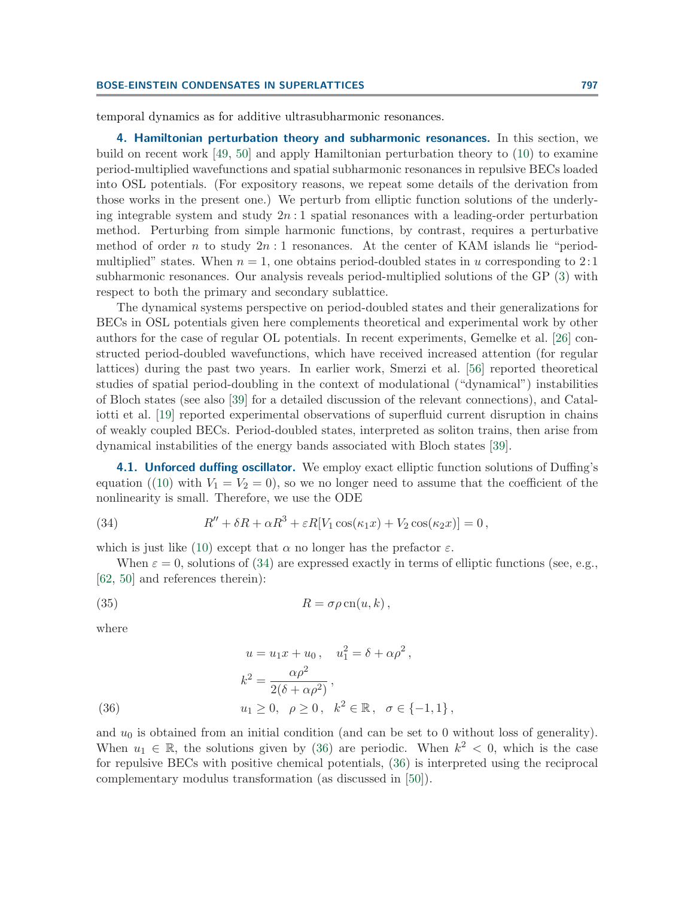temporal dynamics as for additive ultrasubharmonic resonances.

## 4. Hamiltonian perturbation theory and subharmonic resonances.

In this section, we build on recent work [49, 50] and apply Hamiltonian perturbation theory to (10) to examine period-multiplied wavefunctions and spatial subharmonic resonances in repulsive BECs loaded into OSL potentials. (For expository reasons, we repeat some details of the derivation from those works in the present one.) We perturb from elliptic function solutions of the underlying integrable system and study $2n:1$ spatial resonances with a leading-order perturbation method. Perturbing from simple harmonic functions, by contrast, requires a perturbative method of order $n$ to study $2n:1$ resonances. At the center of KAM islands lie "period-multiplied" states. When $n = 1$, one obtains period-doubled states in $u$ corresponding to $2:1$ subharmonic resonances. Our analysis reveals period-multiplied solutions of the GP (3) with respect to both the primary and secondary sublattice.

The dynamical systems perspective on period-doubled states and their generalizations for BECs in OSL potentials given here complements theoretical and experimental work by other authors for the case of regular OL potentials. In recent experiments, Gemelke et al. [26] constructed period-doubled wavefunctions, which have received increased attention (for regular lattices) during the past two years. In earlier work, Smerzi et al. [56] reported theoretical studies of spatial period-doubling in the context of modulational ("dynamical") instabilities of Bloch states (see also [39] for a detailed discussion of the relevant connections), and Cataliotti et al. [19] reported experimental observations of superfluid current disruption in chains of weakly coupled BECs. Period-doubled states, interpreted as soliton trains, then arise from dynamical instabilities of the energy bands associated with Bloch states [39].

### 4.1. Unforced duffing oscillator.

We employ exact elliptic function solutions of Duffing's equation ((10) with $V_1 = V_2 = 0$), so we no longer need to assume that the coefficient of the nonlinearity is small. Therefore, we use the ODE

$$R'' + \delta R + \alpha R^3 + \varepsilon R[V_1 \cos(\kappa_1 x) + V_2 \cos(\kappa_2 x)] = 0 \,, \tag{34}$$

which is just like (10) except that $\alpha$ no longer has the prefactor $\varepsilon$.

When $\varepsilon = 0$, solutions of (34) are expressed exactly in terms of elliptic functions (see, e.g., [62, 50] and references therein):

$$R = \sigma \rho \, \mathrm{cn}(u, k) \,, \tag{35}$$

where

$$\begin{aligned} &u = u_1 x + u_0 \,, \quad u_1^2 = \delta + \alpha \rho^2 \,, \\ &k^2 = \frac{\alpha \rho^2}{2(\delta + \alpha \rho^2)} \,, \\ &u_1 \geq 0, \quad \rho \geq 0 \,, \quad k^2 \in \mathbb{R} \,, \quad \sigma \in \{-1, 1\} \,, \end{aligned} \tag{36}$$

and $u_0$ is obtained from an initial condition (and can be set to 0 without loss of generality). When $u_1 \in \mathbb{R}$, the solutions given by (36) are periodic. When $k^2 < 0$, which is the case for repulsive BECs with positive chemical potentials, (36) is interpreted using the reciprocal complementary modulus transformation (as discussed in [50]).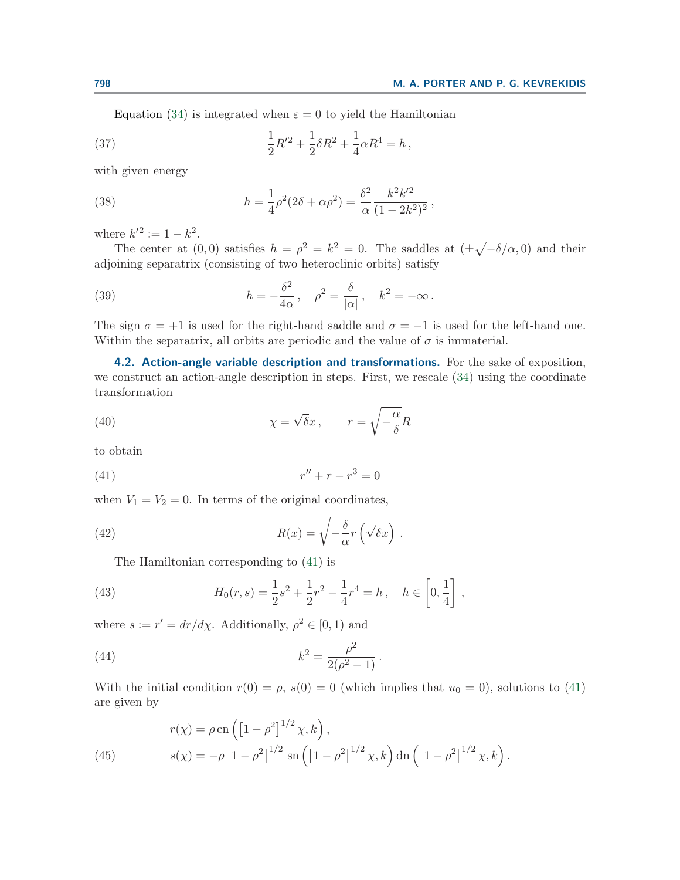Equation (34) is integrated when $\varepsilon = 0$ to yield the Hamiltonian

$$\frac{1}{2}R'^2 + \frac{1}{2}\delta R^2 + \frac{1}{4}\alpha R^4 = h\,, \tag{37}$$

with given energy

$$h = \frac{1}{4}\rho^2(2\delta + \alpha\rho^2) = \frac{\delta^2}{\alpha}\frac{k^2 k'^2}{(1-2k^2)^2}\,, \tag{38}$$

where $k'^2 := 1 - k^2$.

The center at $(0,0)$ satisfies $h = \rho^2 = k^2 = 0$. The saddles at $(\pm\sqrt{-\delta/\alpha}, 0)$ and their adjoining separatrix (consisting of two heteroclinic orbits) satisfy

$$h = -\frac{\delta^2}{4\alpha}\,, \quad \rho^2 = \frac{\delta}{|\alpha|}\,, \quad k^2 = -\infty\,. \tag{39}$$

The sign $\sigma = +1$ is used for the right-hand saddle and $\sigma = -1$ is used for the left-hand one. Within the separatrix, all orbits are periodic and the value of $\sigma$ is immaterial.

### 4.2. Action-angle variable description and transformations.

For the sake of exposition, we construct an action-angle description in steps. First, we rescale (34) using the coordinate transformation

$$\chi = \sqrt{\delta}x\,, \qquad r = \sqrt{-\frac{\alpha}{\delta}}R \tag{40}$$

to obtain

$$r'' + r - r^3 = 0 \tag{41}$$

when $V_1 = V_2 = 0$. In terms of the original coordinates,

$$R(x) = \sqrt{-\frac{\delta}{\alpha}}r\left(\sqrt{\delta}x\right)\,. \tag{42}$$

The Hamiltonian corresponding to (41) is

$$H_0(r,s) = \frac{1}{2}s^2 + \frac{1}{2}r^2 - \frac{1}{4}r^4 = h\,, \quad h \in \left[0, \frac{1}{4}\right]\,, \tag{43}$$

where $s := r' = dr/d\chi$. Additionally, $\rho^2 \in [0,1)$ and

$$k^2 = \frac{\rho^2}{2(\rho^2 - 1)}\,. \tag{44}$$

With the initial condition $r(0) = \rho$, $s(0) = 0$ (which implies that $u_0 = 0$), solutions to (41) are given by

$$\begin{aligned} r(\chi) &= \rho\,\mathrm{cn}\left(\left[1-\rho^2\right]^{1/2}\chi, k\right)\,, \\ s(\chi) &= -\rho\left[1-\rho^2\right]^{1/2}\mathrm{sn}\left(\left[1-\rho^2\right]^{1/2}\chi, k\right)\mathrm{dn}\left(\left[1-\rho^2\right]^{1/2}\chi, k\right)\,. \end{aligned} \tag{45}$$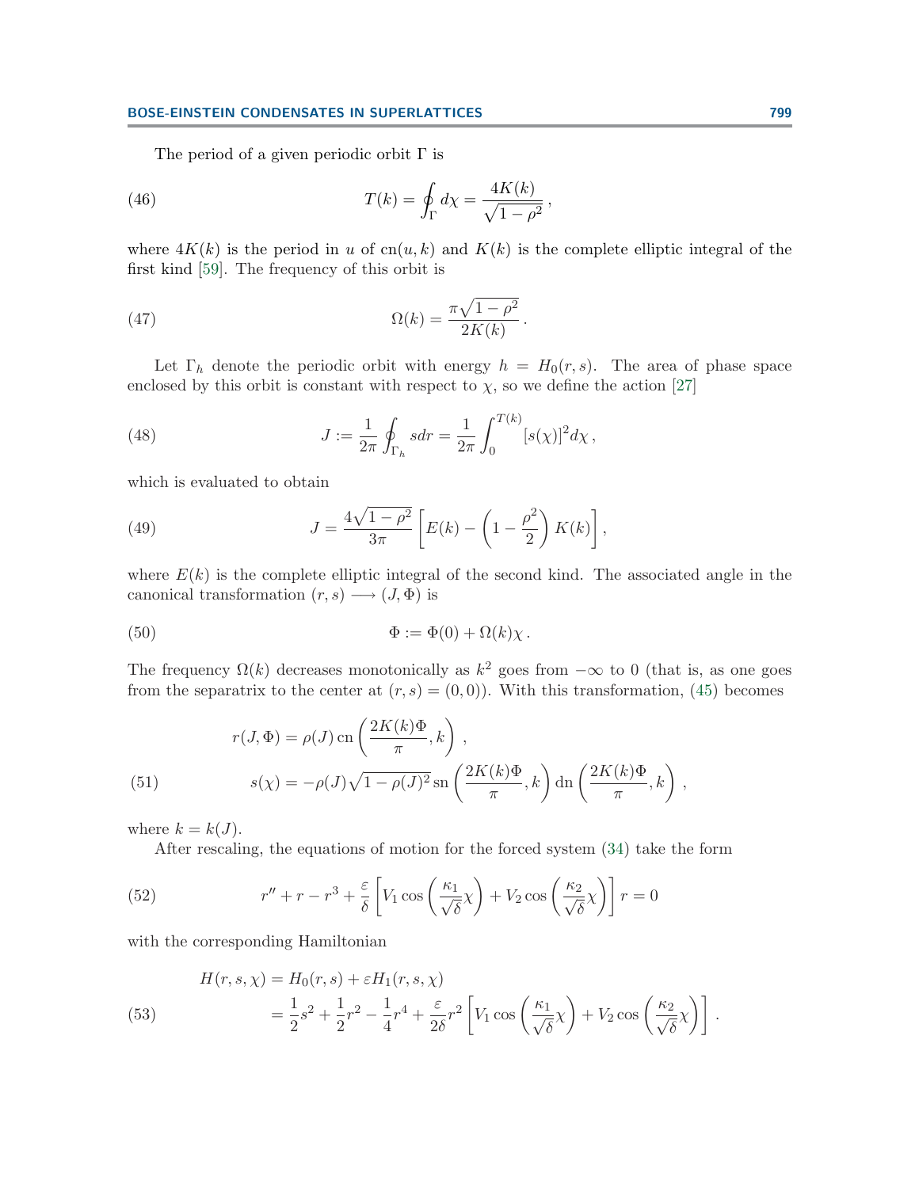The period of a given periodic orbit $\Gamma$ is

$$T(k) = \oint_{\Gamma} d\chi = \frac{4K(k)}{\sqrt{1-\rho^2}}\,, \tag{46}$$

where $4K(k)$ is the period in $u$ of $\mathrm{cn}(u,k)$ and $K(k)$ is the complete elliptic integral of the first kind [59]. The frequency of this orbit is

$$\Omega(k) = \frac{\pi\sqrt{1-\rho^2}}{2K(k)}\,. \tag{47}$$

Let $\Gamma_h$ denote the periodic orbit with energy $h = H_0(r,s)$. The area of phase space enclosed by this orbit is constant with respect to $\chi$, so we define the action [27]

$$J := \frac{1}{2\pi}\oint_{\Gamma_h} s dr = \frac{1}{2\pi}\int_0^{T(k)} [s(\chi)]^2 d\chi\,, \tag{48}$$

which is evaluated to obtain

$$J = \frac{4\sqrt{1-\rho^2}}{3\pi}\left[E(k) - \left(1 - \frac{\rho^2}{2}\right)K(k)\right], \tag{49}$$

where $E(k)$ is the complete elliptic integral of the second kind. The associated angle in the canonical transformation $(r,s) \longrightarrow (J,\Phi)$ is

$$\Phi := \Phi(0) + \Omega(k)\chi\,. \tag{50}$$

The frequency $\Omega(k)$ decreases monotonically as $k^2$ goes from $-\infty$ to 0 (that is, as one goes from the separatrix to the center at $(r,s) = (0,0)$). With this transformation, (45) becomes

$$\begin{aligned}
r(J,\Phi) &= \rho(J)\,\mathrm{cn}\left(\frac{2K(k)\Phi}{\pi}, k\right)\,, \\
s(\chi) &= -\rho(J)\sqrt{1-\rho(J)^2}\,\mathrm{sn}\left(\frac{2K(k)\Phi}{\pi}, k\right)\mathrm{dn}\left(\frac{2K(k)\Phi}{\pi}, k\right)\,,
\end{aligned} \tag{51}$$

where $k = k(J)$.

After rescaling, the equations of motion for the forced system (34) take the form

$$r'' + r - r^3 + \frac{\varepsilon}{\delta}\left[V_1\cos\left(\frac{\kappa_1}{\sqrt{\delta}}\chi\right) + V_2\cos\left(\frac{\kappa_2}{\sqrt{\delta}}\chi\right)\right] r = 0 \tag{52}$$

with the corresponding Hamiltonian

$$\begin{aligned}
H(r,s,\chi) &= H_0(r,s) + \varepsilon H_1(r,s,\chi) \\
&= \frac{1}{2}s^2 + \frac{1}{2}r^2 - \frac{1}{4}r^4 + \frac{\varepsilon}{2\delta}r^2\left[V_1\cos\left(\frac{\kappa_1}{\sqrt{\delta}}\chi\right) + V_2\cos\left(\frac{\kappa_2}{\sqrt{\delta}}\chi\right)\right].
\end{aligned} \tag{53}$$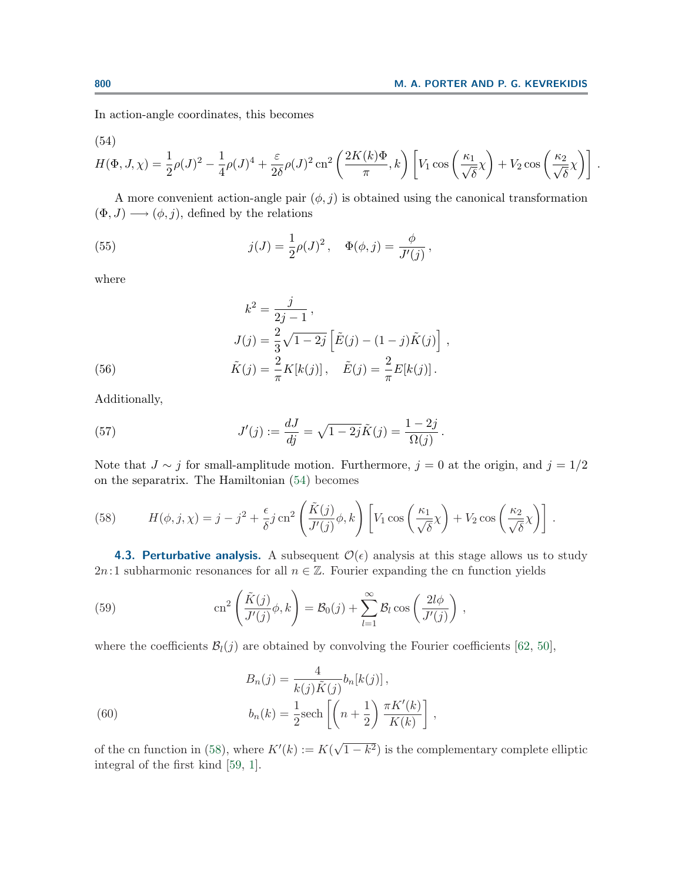In action-angle coordinates, this becomes

(54)

$$H(\Phi, J, \chi) = \frac{1}{2}\rho(J)^2 - \frac{1}{4}\rho(J)^4 + \frac{\varepsilon}{2\delta}\rho(J)^2 \operatorname{cn}^2\left(\frac{2K(k)\Phi}{\pi}, k\right)\left[V_1 \cos\left(\frac{\kappa_1}{\sqrt{\delta}}\chi\right) + V_2 \cos\left(\frac{\kappa_2}{\sqrt{\delta}}\chi\right)\right].$$

A more convenient action-angle pair $(\phi, j)$ is obtained using the canonical transformation $(\Phi, J) \longrightarrow (\phi, j)$, defined by the relations

$$j(J) = \frac{1}{2}\rho(J)^2, \quad \Phi(\phi, j) = \frac{\phi}{J'(j)}, \tag{55}$$

where

$$\begin{aligned} k^2 &= \frac{j}{2j-1}, \\ J(j) &= \frac{2}{3}\sqrt{1-2j}\left[\tilde{E}(j) - (1-j)\tilde{K}(j)\right], \\ \tilde{K}(j) &= \frac{2}{\pi}K[k(j)], \quad \tilde{E}(j) = \frac{2}{\pi}E[k(j)]. \end{aligned} \tag{56}$$

Additionally,

$$J'(j) := \frac{dJ}{dj} = \sqrt{1-2j}\,\tilde{K}(j) = \frac{1-2j}{\Omega(j)}. \tag{57}$$

Note that $J \sim j$ for small-amplitude motion. Furthermore, $j = 0$ at the origin, and $j = 1/2$ on the separatrix. The Hamiltonian (54) becomes

$$H(\phi, j, \chi) = j - j^2 + \frac{\epsilon}{\delta} j \operatorname{cn}^2\left(\frac{\tilde{K}(j)}{J'(j)}\phi, k\right)\left[V_1 \cos\left(\frac{\kappa_1}{\sqrt{\delta}}\chi\right) + V_2 \cos\left(\frac{\kappa_2}{\sqrt{\delta}}\chi\right)\right]. \tag{58}$$

**4.3. Perturbative analysis.** A subsequent $\mathcal{O}(\epsilon)$ analysis at this stage allows us to study $2n{:}1$ subharmonic resonances for all $n \in \mathbb{Z}$. Fourier expanding the cn function yields

$$\operatorname{cn}^2\left(\frac{\tilde{K}(j)}{J'(j)}\phi, k\right) = \mathcal{B}_0(j) + \sum_{l=1}^{\infty} \mathcal{B}_l \cos\left(\frac{2l\phi}{J'(j)}\right), \tag{59}$$

where the coefficients $\mathcal{B}_l(j)$ are obtained by convolving the Fourier coefficients [62, 50],

$$\begin{aligned} B_n(j) &= \frac{4}{k(j)\tilde{K}(j)} b_n[k(j)], \\ b_n(k) &= \frac{1}{2}\operatorname{sech}\left[\left(n + \frac{1}{2}\right)\frac{\pi K'(k)}{K(k)}\right], \end{aligned} \tag{60}$$

of the cn function in (58), where $K'(k) := K(\sqrt{1-k^2})$ is the complementary complete elliptic integral of the first kind [59, 1].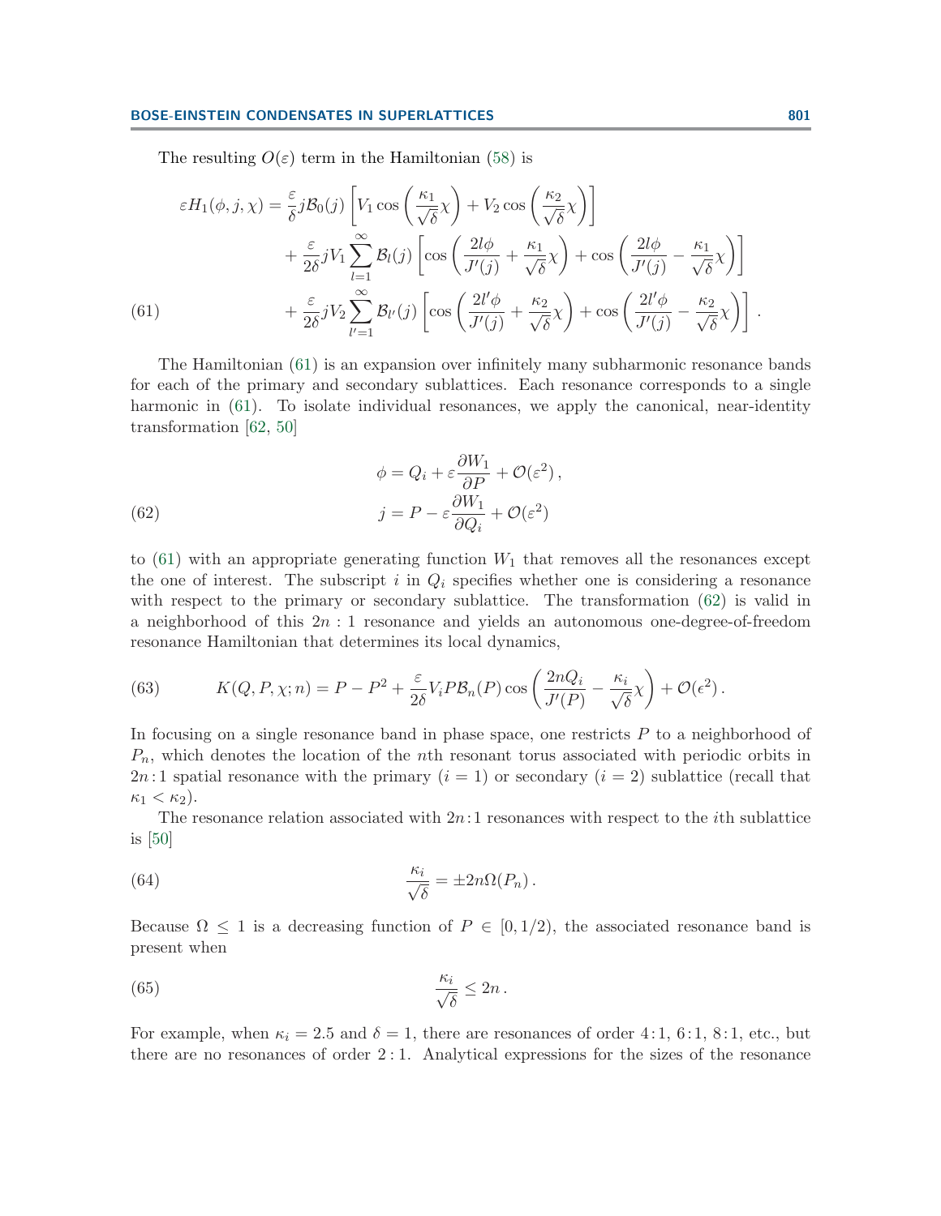The resulting $O(\varepsilon)$ term in the Hamiltonian (58) is

$$
\begin{aligned}
\varepsilon H_1(\phi, j, \chi) = {} & \frac{\varepsilon}{\delta} j \mathcal{B}_0(j) \left[ V_1 \cos\left(\frac{\kappa_1}{\sqrt{\delta}}\chi\right) + V_2 \cos\left(\frac{\kappa_2}{\sqrt{\delta}}\chi\right) \right] \\
& + \frac{\varepsilon}{2\delta} j V_1 \sum_{l=1}^{\infty} \mathcal{B}_l(j) \left[ \cos\left(\frac{2l\phi}{J'(j)} + \frac{\kappa_1}{\sqrt{\delta}}\chi\right) + \cos\left(\frac{2l\phi}{J'(j)} - \frac{\kappa_1}{\sqrt{\delta}}\chi\right) \right] \\
& + \frac{\varepsilon}{2\delta} j V_2 \sum_{l'=1}^{\infty} \mathcal{B}_{l'}(j) \left[ \cos\left(\frac{2l'\phi}{J'(j)} + \frac{\kappa_2}{\sqrt{\delta}}\chi\right) + \cos\left(\frac{2l'\phi}{J'(j)} - \frac{\kappa_2}{\sqrt{\delta}}\chi\right) \right] .
\end{aligned} \tag{61}
$$

The Hamiltonian (61) is an expansion over infinitely many subharmonic resonance bands for each of the primary and secondary sublattices. Each resonance corresponds to a single harmonic in (61). To isolate individual resonances, we apply the canonical, near-identity transformation [62, 50]

$$
\begin{aligned}
\phi &= Q_i + \varepsilon \frac{\partial W_1}{\partial P} + \mathcal{O}(\varepsilon^2) , \\
j &= P - \varepsilon \frac{\partial W_1}{\partial Q_i} + \mathcal{O}(\varepsilon^2)
\end{aligned} \tag{62}
$$

to (61) with an appropriate generating function $W_1$ that removes all the resonances except the one of interest. The subscript $i$ in $Q_i$ specifies whether one is considering a resonance with respect to the primary or secondary sublattice. The transformation (62) is valid in a neighborhood of this $2n:1$ resonance and yields an autonomous one-degree-of-freedom resonance Hamiltonian that determines its local dynamics,

$$
K(Q, P, \chi; n) = P - P^2 + \frac{\varepsilon}{2\delta} V_i P \mathcal{B}_n(P) \cos\left(\frac{2nQ_i}{J'(P)} - \frac{\kappa_i}{\sqrt{\delta}}\chi\right) + \mathcal{O}(\epsilon^2) . \tag{63}
$$

In focusing on a single resonance band in phase space, one restricts $P$ to a neighborhood of $P_n$, which denotes the location of the $n$th resonant torus associated with periodic orbits in $2n:1$ spatial resonance with the primary ($i = 1$) or secondary ($i = 2$) sublattice (recall that $\kappa_1 < \kappa_2$).

The resonance relation associated with $2n:1$ resonances with respect to the $i$th sublattice is [50]

$$
\frac{\kappa_i}{\sqrt{\delta}} = \pm 2n\Omega(P_n) . \tag{64}
$$

Because $\Omega \leq 1$ is a decreasing function of $P \in [0, 1/2)$, the associated resonance band is present when

$$
\frac{\kappa_i}{\sqrt{\delta}} \leq 2n . \tag{65}
$$

For example, when $\kappa_i = 2.5$ and $\delta = 1$, there are resonances of order $4:1$, $6:1$, $8:1$, etc., but there are no resonances of order $2:1$. Analytical expressions for the sizes of the resonance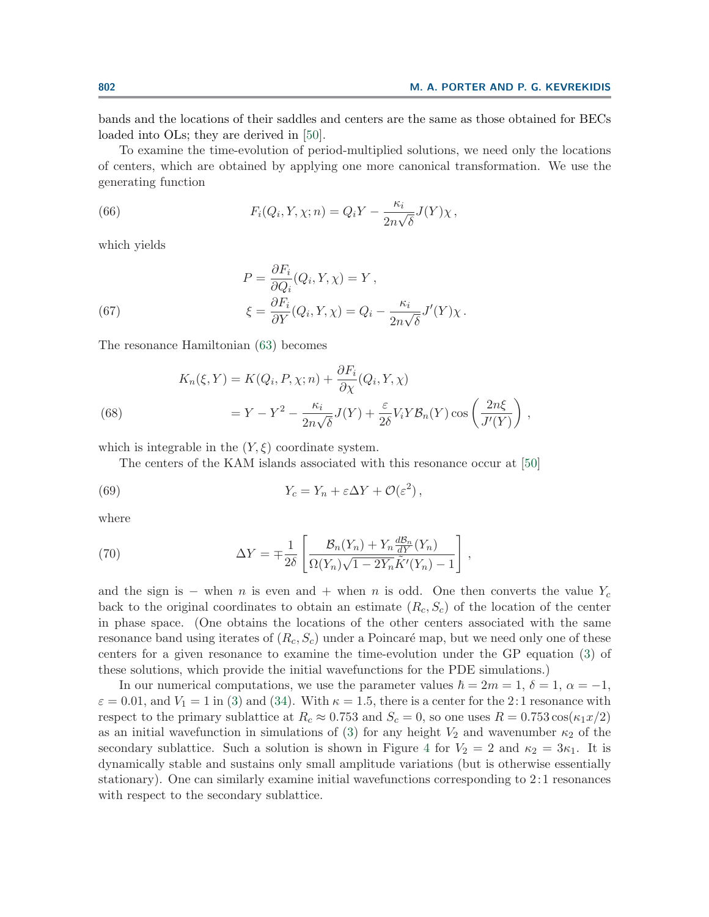bands and the locations of their saddles and centers are the same as those obtained for BECs loaded into OLs; they are derived in [50].

To examine the time-evolution of period-multiplied solutions, we need only the locations of centers, which are obtained by applying one more canonical transformation. We use the generating function

$$F_i(Q_i, Y, \chi; n) = Q_i Y - \frac{\kappa_i}{2n\sqrt{\delta}} J(Y)\chi\,, \tag{66}$$

which yields

$$\begin{aligned} P &= \frac{\partial F_i}{\partial Q_i}(Q_i, Y, \chi) = Y\,, \\ \xi &= \frac{\partial F_i}{\partial Y}(Q_i, Y, \chi) = Q_i - \frac{\kappa_i}{2n\sqrt{\delta}} J'(Y)\chi\,. \end{aligned} \tag{67}$$

The resonance Hamiltonian (63) becomes

$$\begin{aligned} K_n(\xi, Y) &= K(Q_i, P, \chi; n) + \frac{\partial F_i}{\partial \chi}(Q_i, Y, \chi) \\ &= Y - Y^2 - \frac{\kappa_i}{2n\sqrt{\delta}} J(Y) + \frac{\varepsilon}{2\delta} V_i Y \mathcal{B}_n(Y) \cos\left(\frac{2n\xi}{J'(Y)}\right)\,, \end{aligned} \tag{68}$$

which is integrable in the $(Y, \xi)$ coordinate system.

The centers of the KAM islands associated with this resonance occur at [50]

$$Y_c = Y_n + \varepsilon \Delta Y + \mathcal{O}(\varepsilon^2)\,, \tag{69}$$

where

$$\Delta Y = \mp \frac{1}{2\delta}\left[\frac{\mathcal{B}_n(Y_n) + Y_n \frac{d\mathcal{B}_n}{dY}(Y_n)}{\Omega(Y_n)\sqrt{1 - 2Y_n}\tilde{K}'(Y_n) - 1}\right]\,, \tag{70}$$

and the sign is $-$ when $n$ is even and $+$ when $n$ is odd. One then converts the value $Y_c$ back to the original coordinates to obtain an estimate $(R_c, S_c)$ of the location of the center in phase space. (One obtains the locations of the other centers associated with the same resonance band using iterates of $(R_c, S_c)$ under a Poincaré map, but we need only one of these centers for a given resonance to examine the time-evolution under the GP equation (3) of these solutions, which provide the initial wavefunctions for the PDE simulations.)

In our numerical computations, we use the parameter values $\hbar = 2m = 1$, $\delta = 1$, $\alpha = -1$, $\varepsilon = 0.01$, and $V_1 = 1$ in (3) and (34). With $\kappa = 1.5$, there is a center for the 2:1 resonance with respect to the primary sublattice at $R_c \approx 0.753$ and $S_c = 0$, so one uses $R = 0.753\cos(\kappa_1 x/2)$ as an initial wavefunction in simulations of (3) for any height $V_2$ and wavenumber $\kappa_2$ of the secondary sublattice. Such a solution is shown in Figure 4 for $V_2 = 2$ and $\kappa_2 = 3\kappa_1$. It is dynamically stable and sustains only small amplitude variations (but is otherwise essentially stationary). One can similarly examine initial wavefunctions corresponding to 2:1 resonances with respect to the secondary sublattice.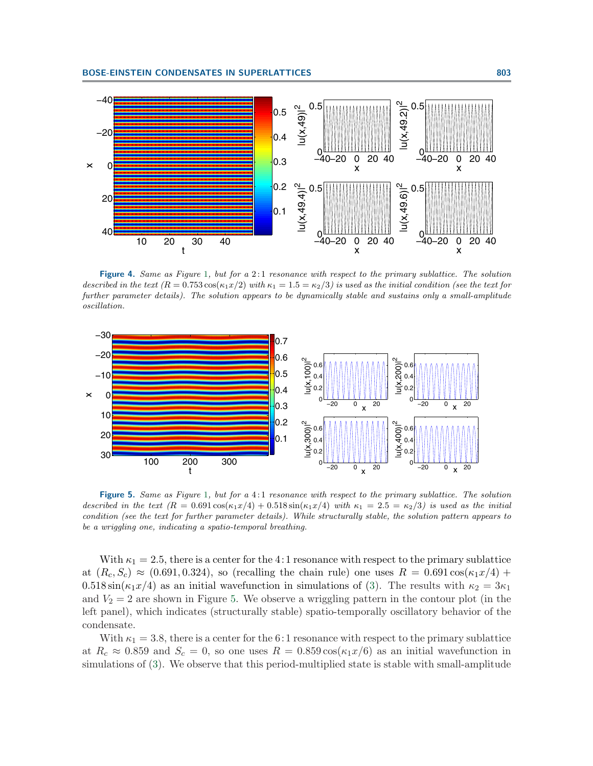**Figure 4.** *Same as Figure 1, but for a 2 : 1 resonance with respect to the primary sublattice. The solution described in the text ($R = 0.753\cos(\kappa_1 x/2)$ with $\kappa_1 = 1.5 = \kappa_2/3$) is used as the initial condition (see the text for further parameter details). The solution appears to be dynamically stable and sustains only a small-amplitude oscillation.*

**Figure 5.** *Same as Figure 1, but for a 4 : 1 resonance with respect to the primary sublattice. The solution described in the text ($R = 0.691\cos(\kappa_1 x/4) + 0.518\sin(\kappa_1 x/4)$ with $\kappa_1 = 2.5 = \kappa_2/3$) is used as the initial condition (see the text for further parameter details). While structurally stable, the solution pattern appears to be a wriggling one, indicating a spatio-temporal breathing.*

With $\kappa_1 = 2.5$, there is a center for the 4 : 1 resonance with respect to the primary sublattice at $(R_c, S_c) \approx (0.691, 0.324)$, so (recalling the chain rule) one uses $R = 0.691\cos(\kappa_1 x/4) + 0.518\sin(\kappa_1 x/4)$ as an initial wavefunction in simulations of (3). The results with $\kappa_2 = 3\kappa_1$ and $V_2 = 2$ are shown in Figure 5. We observe a wriggling pattern in the contour plot (in the left panel), which indicates (structurally stable) spatio-temporally oscillatory behavior of the condensate.

With $\kappa_1 = 3.8$, there is a center for the 6 : 1 resonance with respect to the primary sublattice at $R_c \approx 0.859$ and $S_c = 0$, so one uses $R = 0.859\cos(\kappa_1 x/6)$ as an initial wavefunction in simulations of (3). We observe that this period-multiplied state is stable with small-amplitude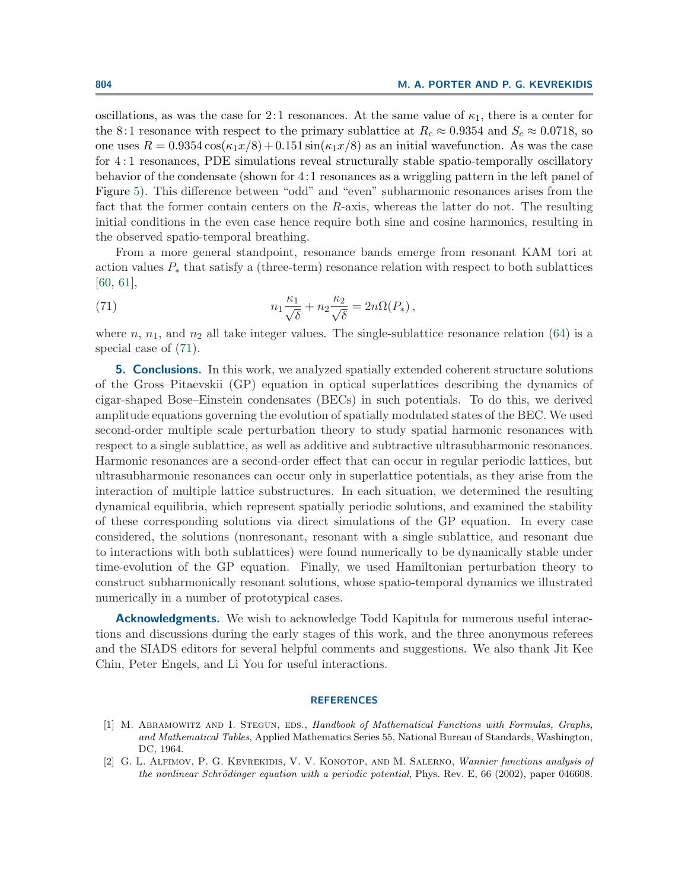oscillations, as was the case for 2 : 1 resonances. At the same value of $\kappa_1$, there is a center for the 8 : 1 resonance with respect to the primary sublattice at $R_c \approx 0.9354$ and $S_c \approx 0.0718$, so one uses $R = 0.9354\cos(\kappa_1 x/8) + 0.151\sin(\kappa_1 x/8)$ as an initial wavefunction. As was the case for 4 : 1 resonances, PDE simulations reveal structurally stable spatio-temporally oscillatory behavior of the condensate (shown for 4 : 1 resonances as a wriggling pattern in the left panel of Figure 5). This difference between "odd" and "even" subharmonic resonances arises from the fact that the former contain centers on the $R$-axis, whereas the latter do not. The resulting initial conditions in the even case hence require both sine and cosine harmonics, resulting in the observed spatio-temporal breathing.

From a more general standpoint, resonance bands emerge from resonant KAM tori at action values $P_*$ that satisfy a (three-term) resonance relation with respect to both sublattices [60, 61],

$$n_1 \frac{\kappa_1}{\sqrt{\delta}} + n_2 \frac{\kappa_2}{\sqrt{\delta}} = 2n\Omega(P_*) \,, \tag{71}$$

where $n$, $n_1$, and $n_2$ all take integer values. The single-sublattice resonance relation (64) is a special case of (71).

## 5. Conclusions.

In this work, we analyzed spatially extended coherent structure solutions of the Gross–Pitaevskii (GP) equation in optical superlattices describing the dynamics of cigar-shaped Bose–Einstein condensates (BECs) in such potentials. To do this, we derived amplitude equations governing the evolution of spatially modulated states of the BEC. We used second-order multiple scale perturbation theory to study spatial harmonic resonances with respect to a single sublattice, as well as additive and subtractive ultrasubharmonic resonances. Harmonic resonances are a second-order effect that can occur in regular periodic lattices, but ultrasubharmonic resonances can occur only in superlattice potentials, as they arise from the interaction of multiple lattice substructures. In each situation, we determined the resulting dynamical equilibria, which represent spatially periodic solutions, and examined the stability of these corresponding solutions via direct simulations of the GP equation. In every case considered, the solutions (nonresonant, resonant with a single sublattice, and resonant due to interactions with both sublattices) were found numerically to be dynamically stable under time-evolution of the GP equation. Finally, we used Hamiltonian perturbation theory to construct subharmonically resonant solutions, whose spatio-temporal dynamics we illustrated numerically in a number of prototypical cases.

**Acknowledgments.** We wish to acknowledge Todd Kapitula for numerous useful interactions and discussions during the early stages of this work, and the three anonymous referees and the SIADS editors for several helpful comments and suggestions. We also thank Jit Kee Chin, Peter Engels, and Li You for useful interactions.

## REFERENCES

[1] M. Abramowitz and I. Stegun, eds., *Handbook of Mathematical Functions with Formulas, Graphs, and Mathematical Tables*, Applied Mathematics Series 55, National Bureau of Standards, Washington, DC, 1964.

[2] G. L. Alfimov, P. G. Kevrekidis, V. V. Konotop, and M. Salerno, *Wannier functions analysis of the nonlinear Schrödinger equation with a periodic potential*, Phys. Rev. E, 66 (2002), paper 046608.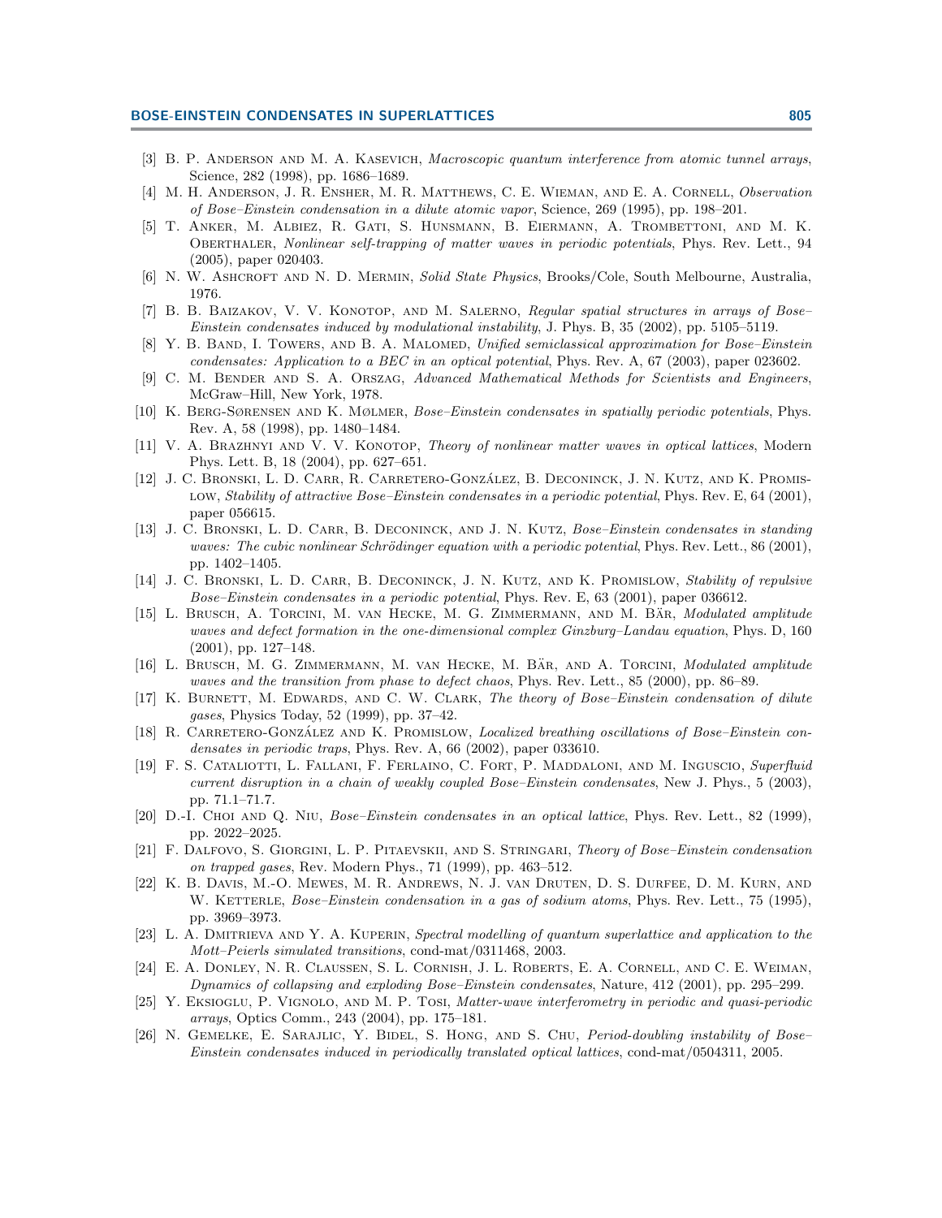[3] B. P. Anderson and M. A. Kasevich, *Macroscopic quantum interference from atomic tunnel arrays*, Science, 282 (1998), pp. 1686–1689.

[4] M. H. Anderson, J. R. Ensher, M. R. Matthews, C. E. Wieman, and E. A. Cornell, *Observation of Bose–Einstein condensation in a dilute atomic vapor*, Science, 269 (1995), pp. 198–201.

[5] T. Anker, M. Albiez, R. Gati, S. Hunsmann, B. Eiermann, A. Trombettoni, and M. K. Oberthaler, *Nonlinear self-trapping of matter waves in periodic potentials*, Phys. Rev. Lett., 94 (2005), paper 020403.

[6] N. W. Ashcroft and N. D. Mermin, *Solid State Physics*, Brooks/Cole, South Melbourne, Australia, 1976.

[7] B. B. Baizakov, V. V. Konotop, and M. Salerno, *Regular spatial structures in arrays of Bose–Einstein condensates induced by modulational instability*, J. Phys. B, 35 (2002), pp. 5105–5119.

[8] Y. B. Band, I. Towers, and B. A. Malomed, *Unified semiclassical approximation for Bose–Einstein condensates: Application to a BEC in an optical potential*, Phys. Rev. A, 67 (2003), paper 023602.

[9] C. M. Bender and S. A. Orszag, *Advanced Mathematical Methods for Scientists and Engineers*, McGraw–Hill, New York, 1978.

[10] K. Berg-Sørensen and K. Mølmer, *Bose–Einstein condensates in spatially periodic potentials*, Phys. Rev. A, 58 (1998), pp. 1480–1484.

[11] V. A. Brazhnyi and V. V. Konotop, *Theory of nonlinear matter waves in optical lattices*, Modern Phys. Lett. B, 18 (2004), pp. 627–651.

[12] J. C. Bronski, L. D. Carr, R. Carretero-González, B. Deconinck, J. N. Kutz, and K. Promislow, *Stability of attractive Bose–Einstein condensates in a periodic potential*, Phys. Rev. E, 64 (2001), paper 056615.

[13] J. C. Bronski, L. D. Carr, B. Deconinck, and J. N. Kutz, *Bose–Einstein condensates in standing waves: The cubic nonlinear Schrödinger equation with a periodic potential*, Phys. Rev. Lett., 86 (2001), pp. 1402–1405.

[14] J. C. Bronski, L. D. Carr, B. Deconinck, J. N. Kutz, and K. Promislow, *Stability of repulsive Bose–Einstein condensates in a periodic potential*, Phys. Rev. E, 63 (2001), paper 036612.

[15] L. Brusch, A. Torcini, M. van Hecke, M. G. Zimmermann, and M. Bär, *Modulated amplitude waves and defect formation in the one-dimensional complex Ginzburg–Landau equation*, Phys. D, 160 (2001), pp. 127–148.

[16] L. Brusch, M. G. Zimmermann, M. van Hecke, M. Bär, and A. Torcini, *Modulated amplitude waves and the transition from phase to defect chaos*, Phys. Rev. Lett., 85 (2000), pp. 86–89.

[17] K. Burnett, M. Edwards, and C. W. Clark, *The theory of Bose–Einstein condensation of dilute gases*, Physics Today, 52 (1999), pp. 37–42.

[18] R. Carretero-González and K. Promislow, *Localized breathing oscillations of Bose–Einstein condensates in periodic traps*, Phys. Rev. A, 66 (2002), paper 033610.

[19] F. S. Cataliotti, L. Fallani, F. Ferlaino, C. Fort, P. Maddaloni, and M. Inguscio, *Superfluid current disruption in a chain of weakly coupled Bose–Einstein condensates*, New J. Phys., 5 (2003), pp. 71.1–71.7.

[20] D.-I. Choi and Q. Niu, *Bose–Einstein condensates in an optical lattice*, Phys. Rev. Lett., 82 (1999), pp. 2022–2025.

[21] F. Dalfovo, S. Giorgini, L. P. Pitaevskii, and S. Stringari, *Theory of Bose–Einstein condensation on trapped gases*, Rev. Modern Phys., 71 (1999), pp. 463–512.

[22] K. B. Davis, M.-O. Mewes, M. R. Andrews, N. J. van Druten, D. S. Durfee, D. M. Kurn, and W. Ketterle, *Bose–Einstein condensation in a gas of sodium atoms*, Phys. Rev. Lett., 75 (1995), pp. 3969–3973.

[23] L. A. Dmitrieva and Y. A. Kuperin, *Spectral modelling of quantum superlattice and application to the Mott–Peierls simulated transitions*, cond-mat/0311468, 2003.

[24] E. A. Donley, N. R. Claussen, S. L. Cornish, J. L. Roberts, E. A. Cornell, and C. E. Weiman, *Dynamics of collapsing and exploding Bose–Einstein condensates*, Nature, 412 (2001), pp. 295–299.

[25] Y. Eksioglu, P. Vignolo, and M. P. Tosi, *Matter-wave interferometry in periodic and quasi-periodic arrays*, Optics Comm., 243 (2004), pp. 175–181.

[26] N. Gemelke, E. Sarajlic, Y. Bidel, S. Hong, and S. Chu, *Period-doubling instability of Bose–Einstein condensates induced in periodically translated optical lattices*, cond-mat/0504311, 2005.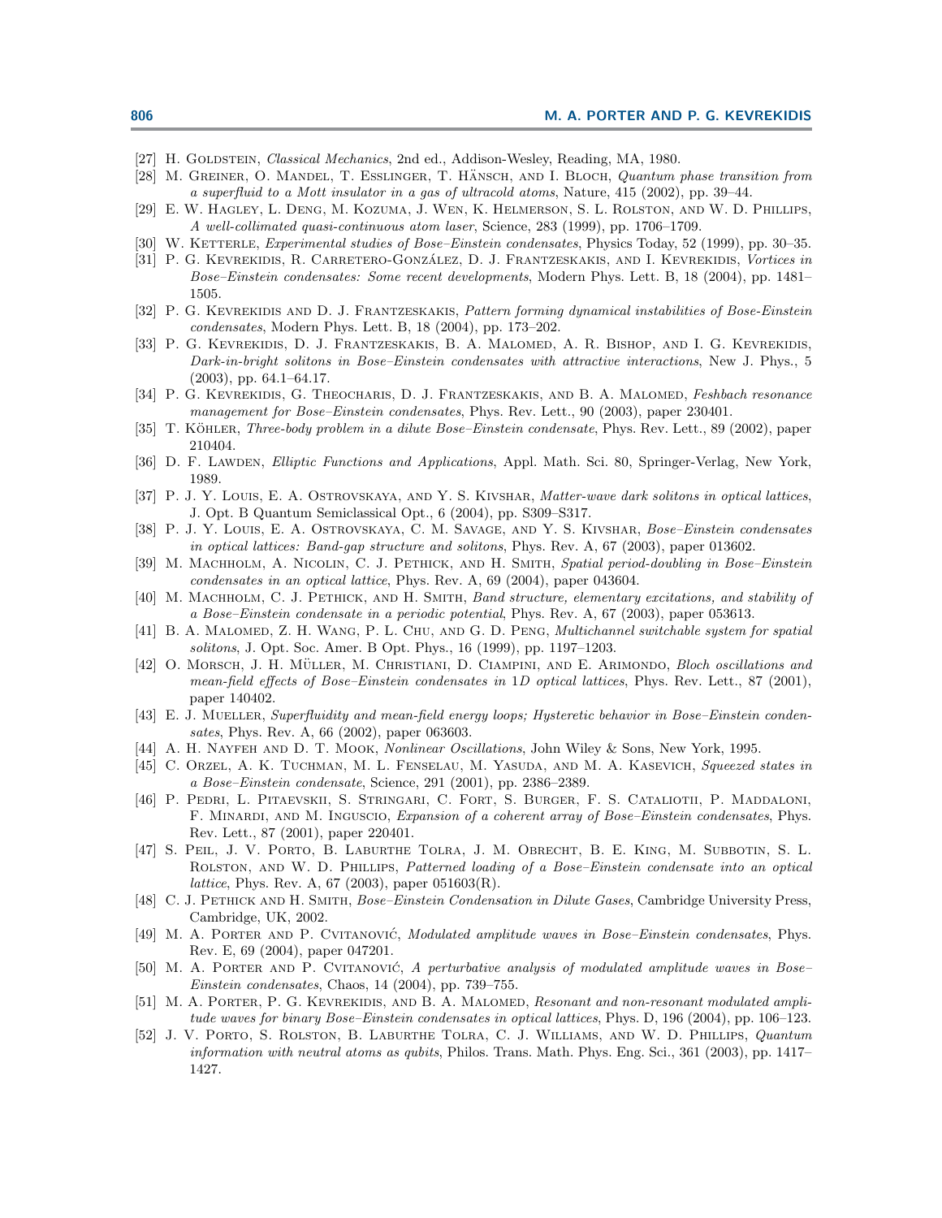[27] H. Goldstein, *Classical Mechanics*, 2nd ed., Addison-Wesley, Reading, MA, 1980.

[28] M. Greiner, O. Mandel, T. Esslinger, T. Hänsch, and I. Bloch, *Quantum phase transition from a superfluid to a Mott insulator in a gas of ultracold atoms*, Nature, 415 (2002), pp. 39–44.

[29] E. W. Hagley, L. Deng, M. Kozuma, J. Wen, K. Helmerson, S. L. Rolston, and W. D. Phillips, *A well-collimated quasi-continuous atom laser*, Science, 283 (1999), pp. 1706–1709.

[30] W. Ketterle, *Experimental studies of Bose–Einstein condensates*, Physics Today, 52 (1999), pp. 30–35.

[31] P. G. Kevrekidis, R. Carretero-González, D. J. Frantzeskakis, and I. Kevrekidis, *Vortices in Bose–Einstein condensates: Some recent developments*, Modern Phys. Lett. B, 18 (2004), pp. 1481–1505.

[32] P. G. Kevrekidis and D. J. Frantzeskakis, *Pattern forming dynamical instabilities of Bose-Einstein condensates*, Modern Phys. Lett. B, 18 (2004), pp. 173–202.

[33] P. G. Kevrekidis, D. J. Frantzeskakis, B. A. Malomed, A. R. Bishop, and I. G. Kevrekidis, *Dark-in-bright solitons in Bose–Einstein condensates with attractive interactions*, New J. Phys., 5 (2003), pp. 64.1–64.17.

[34] P. G. Kevrekidis, G. Theocharis, D. J. Frantzeskakis, and B. A. Malomed, *Feshbach resonance management for Bose–Einstein condensates*, Phys. Rev. Lett., 90 (2003), paper 230401.

[35] T. Köhler, *Three-body problem in a dilute Bose–Einstein condensate*, Phys. Rev. Lett., 89 (2002), paper 210404.

[36] D. F. Lawden, *Elliptic Functions and Applications*, Appl. Math. Sci. 80, Springer-Verlag, New York, 1989.

[37] P. J. Y. Louis, E. A. Ostrovskaya, and Y. S. Kivshar, *Matter-wave dark solitons in optical lattices*, J. Opt. B Quantum Semiclassical Opt., 6 (2004), pp. S309–S317.

[38] P. J. Y. Louis, E. A. Ostrovskaya, C. M. Savage, and Y. S. Kivshar, *Bose–Einstein condensates in optical lattices: Band-gap structure and solitons*, Phys. Rev. A, 67 (2003), paper 013602.

[39] M. Machholm, A. Nicolin, C. J. Pethick, and H. Smith, *Spatial period-doubling in Bose–Einstein condensates in an optical lattice*, Phys. Rev. A, 69 (2004), paper 043604.

[40] M. Machholm, C. J. Pethick, and H. Smith, *Band structure, elementary excitations, and stability of a Bose–Einstein condensate in a periodic potential*, Phys. Rev. A, 67 (2003), paper 053613.

[41] B. A. Malomed, Z. H. Wang, P. L. Chu, and G. D. Peng, *Multichannel switchable system for spatial solitons*, J. Opt. Soc. Amer. B Opt. Phys., 16 (1999), pp. 1197–1203.

[42] O. Morsch, J. H. Müller, M. Christiani, D. Ciampini, and E. Arimondo, *Bloch oscillations and mean-field effects of Bose–Einstein condensates in 1D optical lattices*, Phys. Rev. Lett., 87 (2001), paper 140402.

[43] E. J. Mueller, *Superfluidity and mean-field energy loops; Hysteretic behavior in Bose–Einstein condensates*, Phys. Rev. A, 66 (2002), paper 063603.

[44] A. H. Nayfeh and D. T. Mook, *Nonlinear Oscillations*, John Wiley & Sons, New York, 1995.

[45] C. Orzel, A. K. Tuchman, M. L. Fenselau, M. Yasuda, and M. A. Kasevich, *Squeezed states in a Bose–Einstein condensate*, Science, 291 (2001), pp. 2386–2389.

[46] P. Pedri, L. Pitaevskii, S. Stringari, C. Fort, S. Burger, F. S. Cataliotti, P. Maddaloni, F. Minardi, and M. Inguscio, *Expansion of a coherent array of Bose–Einstein condensates*, Phys. Rev. Lett., 87 (2001), paper 220401.

[47] S. Peil, J. V. Porto, B. Laburthe Tolra, J. M. Obrecht, B. E. King, M. Subbotin, S. L. Rolston, and W. D. Phillips, *Patterned loading of a Bose–Einstein condensate into an optical lattice*, Phys. Rev. A, 67 (2003), paper 051603(R).

[48] C. J. Pethick and H. Smith, *Bose–Einstein Condensation in Dilute Gases*, Cambridge University Press, Cambridge, UK, 2002.

[49] M. A. Porter and P. Cvitanović, *Modulated amplitude waves in Bose–Einstein condensates*, Phys. Rev. E, 69 (2004), paper 047201.

[50] M. A. Porter and P. Cvitanović, *A perturbative analysis of modulated amplitude waves in Bose–Einstein condensates*, Chaos, 14 (2004), pp. 739–755.

[51] M. A. Porter, P. G. Kevrekidis, and B. A. Malomed, *Resonant and non-resonant modulated amplitude waves for binary Bose–Einstein condensates in optical lattices*, Phys. D, 196 (2004), pp. 106–123.

[52] J. V. Porto, S. Rolston, B. Laburthe Tolra, C. J. Williams, and W. D. Phillips, *Quantum information with neutral atoms as qubits*, Philos. Trans. Math. Phys. Eng. Sci., 361 (2003), pp. 1417–1427.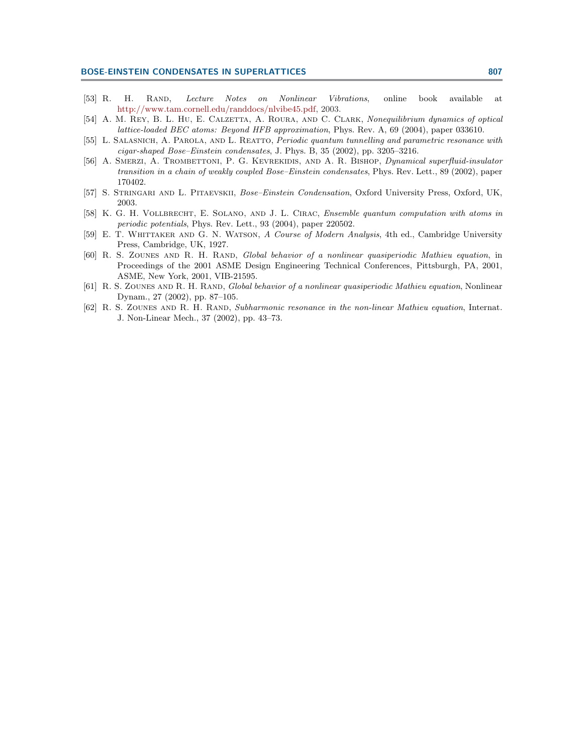[53] R. H. Rand, *Lecture Notes on Nonlinear Vibrations*, online book available at http://www.tam.cornell.edu/randdocs/nlvibe45.pdf, 2003.

[54] A. M. Rey, B. L. Hu, E. Calzetta, A. Roura, and C. Clark, *Nonequilibrium dynamics of optical lattice-loaded BEC atoms: Beyond HFB approximation*, Phys. Rev. A, 69 (2004), paper 033610.

[55] L. Salasnich, A. Parola, and L. Reatto, *Periodic quantum tunnelling and parametric resonance with cigar-shaped Bose–Einstein condensates*, J. Phys. B, 35 (2002), pp. 3205–3216.

[56] A. Smerzi, A. Trombettoni, P. G. Kevrekidis, and A. R. Bishop, *Dynamical superfluid-insulator transition in a chain of weakly coupled Bose–Einstein condensates*, Phys. Rev. Lett., 89 (2002), paper 170402.

[57] S. Stringari and L. Pitaevskii, *Bose–Einstein Condensation*, Oxford University Press, Oxford, UK, 2003.

[58] K. G. H. Vollbrecht, E. Solano, and J. L. Cirac, *Ensemble quantum computation with atoms in periodic potentials*, Phys. Rev. Lett., 93 (2004), paper 220502.

[59] E. T. Whittaker and G. N. Watson, *A Course of Modern Analysis*, 4th ed., Cambridge University Press, Cambridge, UK, 1927.

[60] R. S. Zounes and R. H. Rand, *Global behavior of a nonlinear quasiperiodic Mathieu equation*, in Proceedings of the 2001 ASME Design Engineering Technical Conferences, Pittsburgh, PA, 2001, ASME, New York, 2001, VIB-21595.

[61] R. S. Zounes and R. H. Rand, *Global behavior of a nonlinear quasiperiodic Mathieu equation*, Nonlinear Dynam., 27 (2002), pp. 87–105.

[62] R. S. Zounes and R. H. Rand, *Subharmonic resonance in the non-linear Mathieu equation*, Internat. J. Non-Linear Mech., 37 (2002), pp. 43–73.